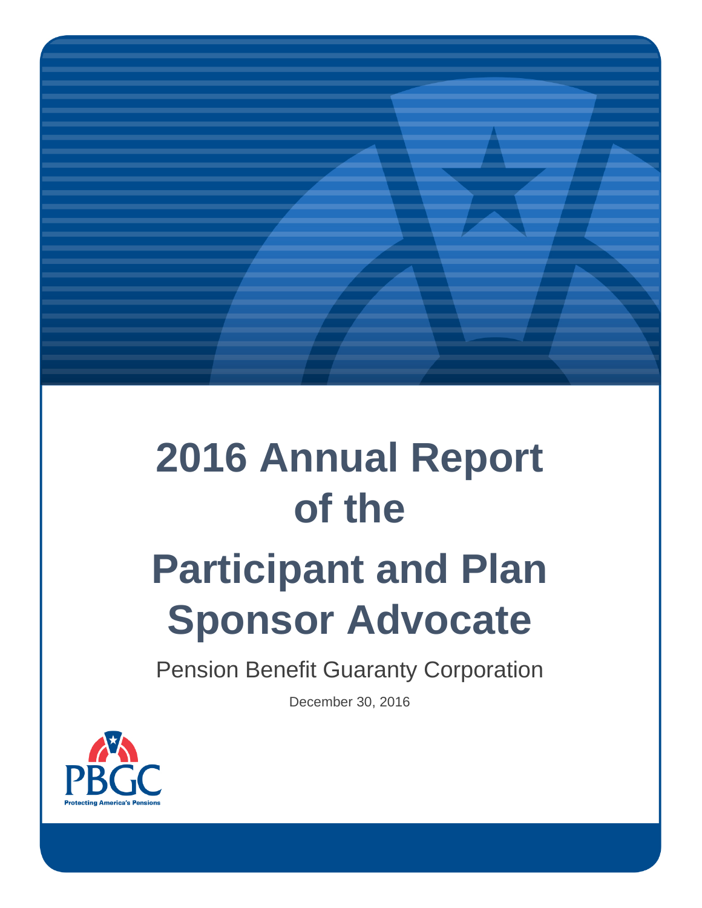# 2016 Annual Report of the Participant and Plan Sponsor Advocate

Pension Benefit Guaranty Corporation

December 30, 2016

PBGC

Protecting America's Pensions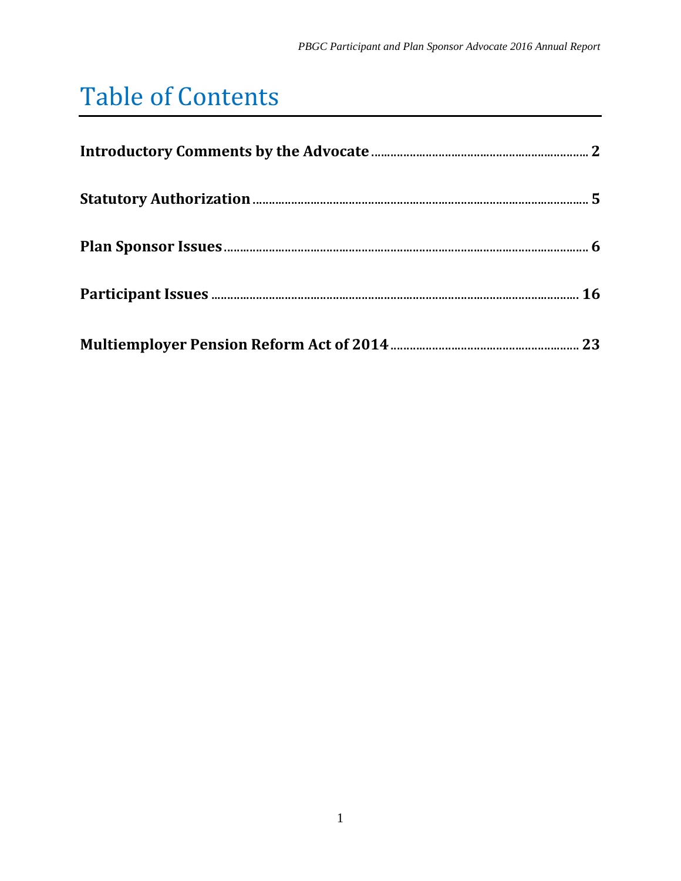# Table of Contents

**Introductory Comments by the Advocate** .................................................. **2**

**Statutory Authorization** .................................................. **5**

**Plan Sponsor Issues** .................................................. **6**

**Participant Issues** .................................................. **16**

**Multiemployer Pension Reform Act of 2014** .................................................. **23**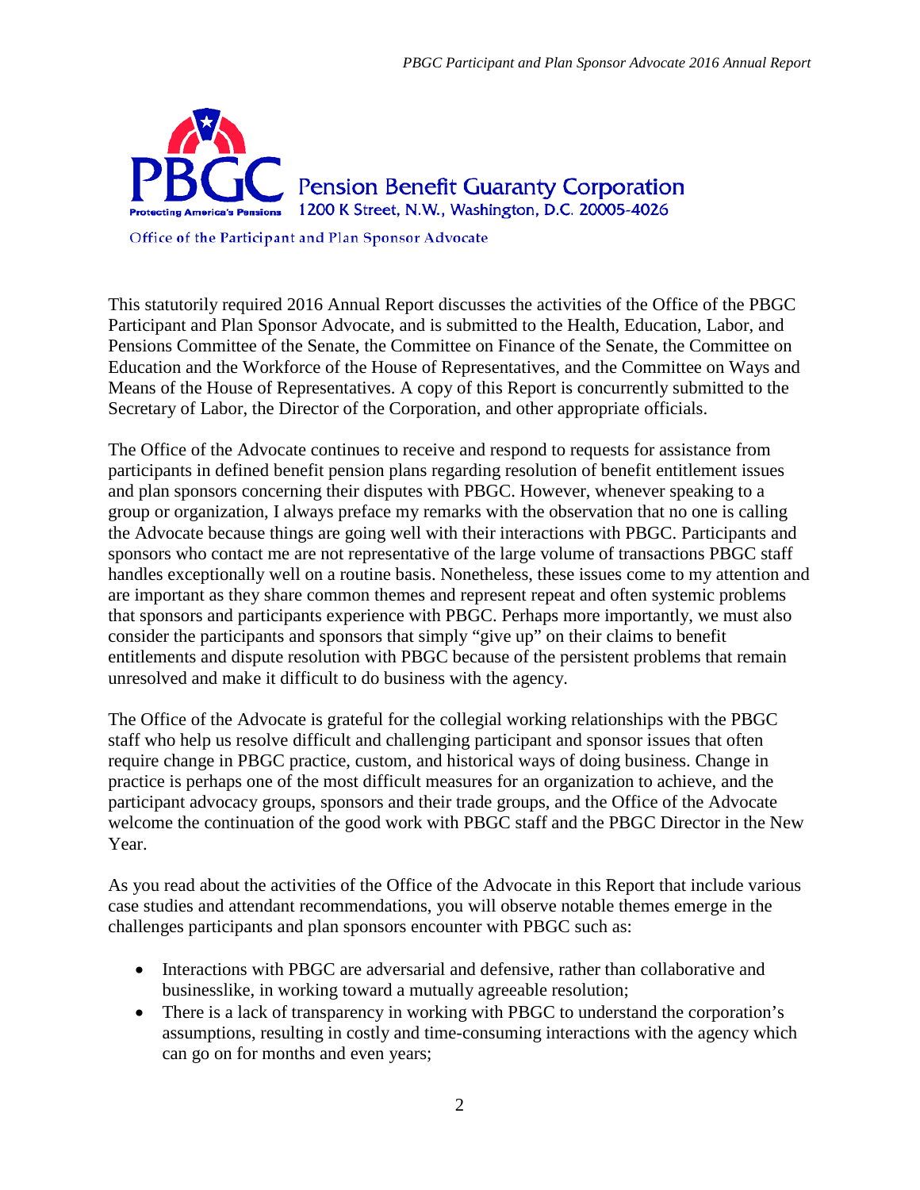Pension Benefit Guaranty Corporation
1200 K Street, N.W., Washington, D.C. 20005-4026

Office of the Participant and Plan Sponsor Advocate

This statutorily required 2016 Annual Report discusses the activities of the Office of the PBGC Participant and Plan Sponsor Advocate, and is submitted to the Health, Education, Labor, and Pensions Committee of the Senate, the Committee on Finance of the Senate, the Committee on Education and the Workforce of the House of Representatives, and the Committee on Ways and Means of the House of Representatives. A copy of this Report is concurrently submitted to the Secretary of Labor, the Director of the Corporation, and other appropriate officials.

The Office of the Advocate continues to receive and respond to requests for assistance from participants in defined benefit pension plans regarding resolution of benefit entitlement issues and plan sponsors concerning their disputes with PBGC. However, whenever speaking to a group or organization, I always preface my remarks with the observation that no one is calling the Advocate because things are going well with their interactions with PBGC. Participants and sponsors who contact me are not representative of the large volume of transactions PBGC staff handles exceptionally well on a routine basis. Nonetheless, these issues come to my attention and are important as they share common themes and represent repeat and often systemic problems that sponsors and participants experience with PBGC. Perhaps more importantly, we must also consider the participants and sponsors that simply "give up" on their claims to benefit entitlements and dispute resolution with PBGC because of the persistent problems that remain unresolved and make it difficult to do business with the agency.

The Office of the Advocate is grateful for the collegial working relationships with the PBGC staff who help us resolve difficult and challenging participant and sponsor issues that often require change in PBGC practice, custom, and historical ways of doing business. Change in practice is perhaps one of the most difficult measures for an organization to achieve, and the participant advocacy groups, sponsors and their trade groups, and the Office of the Advocate welcome the continuation of the good work with PBGC staff and the PBGC Director in the New Year.

As you read about the activities of the Office of the Advocate in this Report that include various case studies and attendant recommendations, you will observe notable themes emerge in the challenges participants and plan sponsors encounter with PBGC such as:

- Interactions with PBGC are adversarial and defensive, rather than collaborative and businesslike, in working toward a mutually agreeable resolution;
- There is a lack of transparency in working with PBGC to understand the corporation's assumptions, resulting in costly and time-consuming interactions with the agency which can go on for months and even years;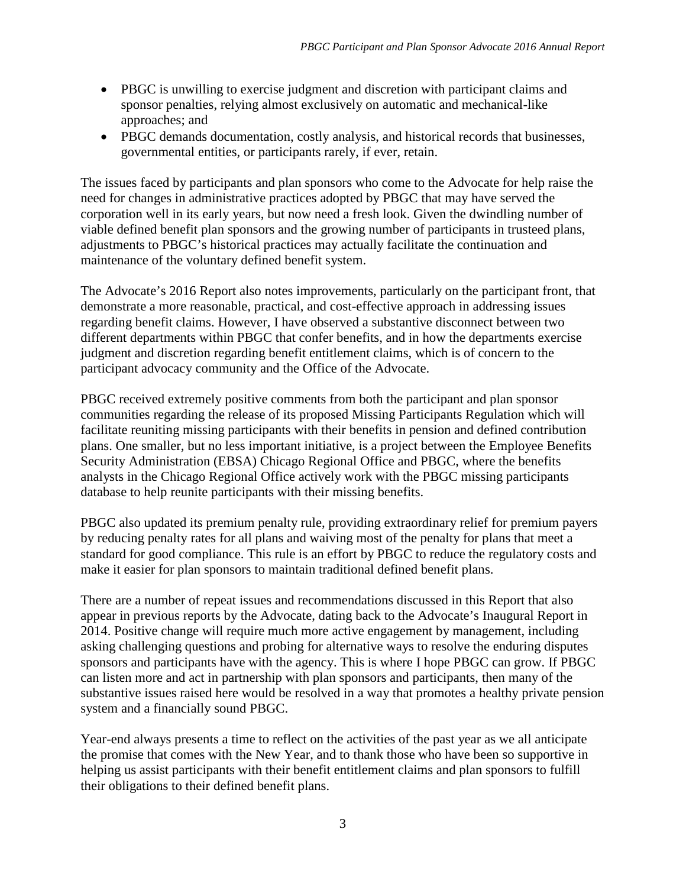- PBGC is unwilling to exercise judgment and discretion with participant claims and sponsor penalties, relying almost exclusively on automatic and mechanical-like approaches; and
- PBGC demands documentation, costly analysis, and historical records that businesses, governmental entities, or participants rarely, if ever, retain.

The issues faced by participants and plan sponsors who come to the Advocate for help raise the need for changes in administrative practices adopted by PBGC that may have served the corporation well in its early years, but now need a fresh look. Given the dwindling number of viable defined benefit plan sponsors and the growing number of participants in trusteed plans, adjustments to PBGC's historical practices may actually facilitate the continuation and maintenance of the voluntary defined benefit system.

The Advocate's 2016 Report also notes improvements, particularly on the participant front, that demonstrate a more reasonable, practical, and cost-effective approach in addressing issues regarding benefit claims. However, I have observed a substantive disconnect between two different departments within PBGC that confer benefits, and in how the departments exercise judgment and discretion regarding benefit entitlement claims, which is of concern to the participant advocacy community and the Office of the Advocate.

PBGC received extremely positive comments from both the participant and plan sponsor communities regarding the release of its proposed Missing Participants Regulation which will facilitate reuniting missing participants with their benefits in pension and defined contribution plans. One smaller, but no less important initiative, is a project between the Employee Benefits Security Administration (EBSA) Chicago Regional Office and PBGC, where the benefits analysts in the Chicago Regional Office actively work with the PBGC missing participants database to help reunite participants with their missing benefits.

PBGC also updated its premium penalty rule, providing extraordinary relief for premium payers by reducing penalty rates for all plans and waiving most of the penalty for plans that meet a standard for good compliance. This rule is an effort by PBGC to reduce the regulatory costs and make it easier for plan sponsors to maintain traditional defined benefit plans.

There are a number of repeat issues and recommendations discussed in this Report that also appear in previous reports by the Advocate, dating back to the Advocate's Inaugural Report in 2014. Positive change will require much more active engagement by management, including asking challenging questions and probing for alternative ways to resolve the enduring disputes sponsors and participants have with the agency. This is where I hope PBGC can grow. If PBGC can listen more and act in partnership with plan sponsors and participants, then many of the substantive issues raised here would be resolved in a way that promotes a healthy private pension system and a financially sound PBGC.

Year-end always presents a time to reflect on the activities of the past year as we all anticipate the promise that comes with the New Year, and to thank those who have been so supportive in helping us assist participants with their benefit entitlement claims and plan sponsors to fulfill their obligations to their defined benefit plans.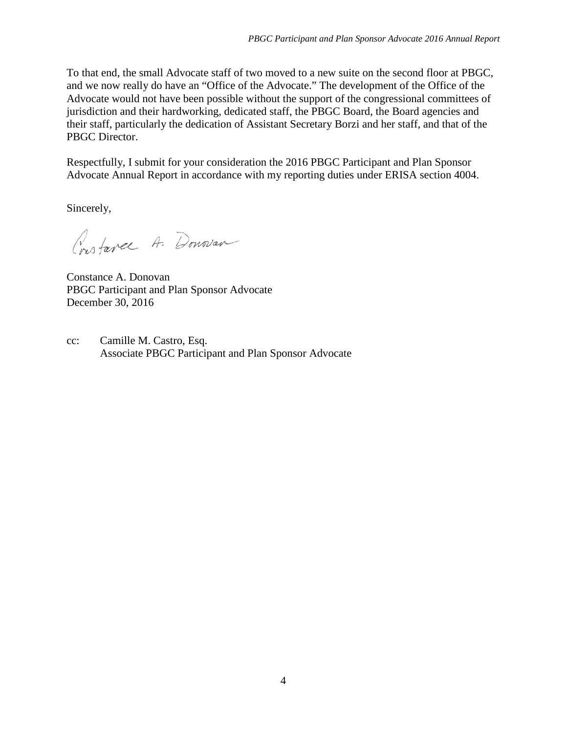To that end, the small Advocate staff of two moved to a new suite on the second floor at PBGC, and we now really do have an "Office of the Advocate." The development of the Office of the Advocate would not have been possible without the support of the congressional committees of jurisdiction and their hardworking, dedicated staff, the PBGC Board, the Board agencies and their staff, particularly the dedication of Assistant Secretary Borzi and her staff, and that of the PBGC Director.

Respectfully, I submit for your consideration the 2016 PBGC Participant and Plan Sponsor Advocate Annual Report in accordance with my reporting duties under ERISA section 4004.

Sincerely,

Constance A. Donovan

Constance A. Donovan
PBGC Participant and Plan Sponsor Advocate
December 30, 2016

cc: Camille M. Castro, Esq.
Associate PBGC Participant and Plan Sponsor Advocate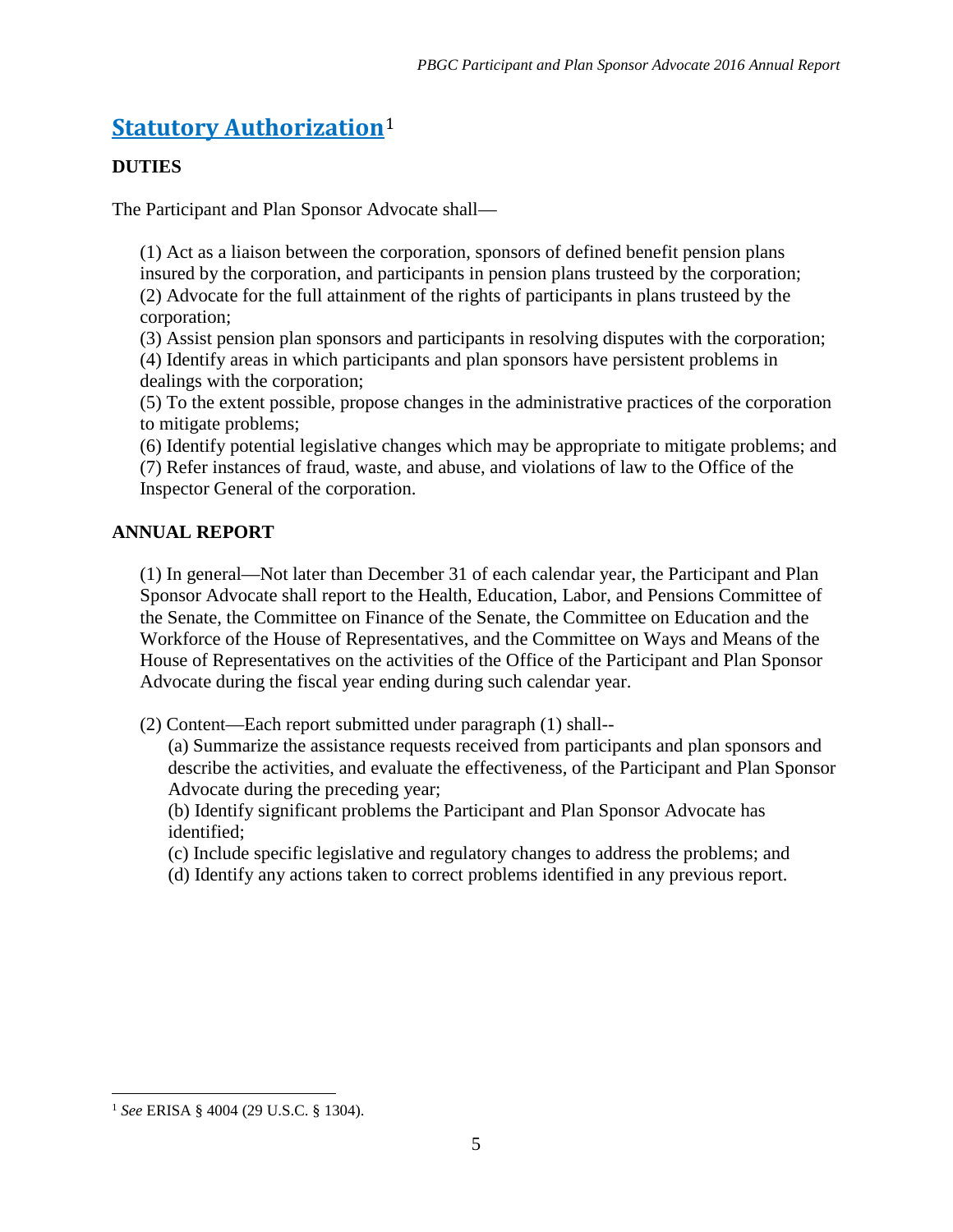# Statutory Authorization[1]

**DUTIES**

The Participant and Plan Sponsor Advocate shall—

(1) Act as a liaison between the corporation, sponsors of defined benefit pension plans insured by the corporation, and participants in pension plans trusteed by the corporation;
(2) Advocate for the full attainment of the rights of participants in plans trusteed by the corporation;
(3) Assist pension plan sponsors and participants in resolving disputes with the corporation;
(4) Identify areas in which participants and plan sponsors have persistent problems in dealings with the corporation;
(5) To the extent possible, propose changes in the administrative practices of the corporation to mitigate problems;
(6) Identify potential legislative changes which may be appropriate to mitigate problems; and
(7) Refer instances of fraud, waste, and abuse, and violations of law to the Office of the Inspector General of the corporation.

**ANNUAL REPORT**

(1) In general—Not later than December 31 of each calendar year, the Participant and Plan Sponsor Advocate shall report to the Health, Education, Labor, and Pensions Committee of the Senate, the Committee on Finance of the Senate, the Committee on Education and the Workforce of the House of Representatives, and the Committee on Ways and Means of the House of Representatives on the activities of the Office of the Participant and Plan Sponsor Advocate during the fiscal year ending during such calendar year.

(2) Content—Each report submitted under paragraph (1) shall--
(a) Summarize the assistance requests received from participants and plan sponsors and describe the activities, and evaluate the effectiveness, of the Participant and Plan Sponsor Advocate during the preceding year;
(b) Identify significant problems the Participant and Plan Sponsor Advocate has identified;
(c) Include specific legislative and regulatory changes to address the problems; and
(d) Identify any actions taken to correct problems identified in any previous report.

---

[1] *See* ERISA § 4004 (29 U.S.C. § 1304).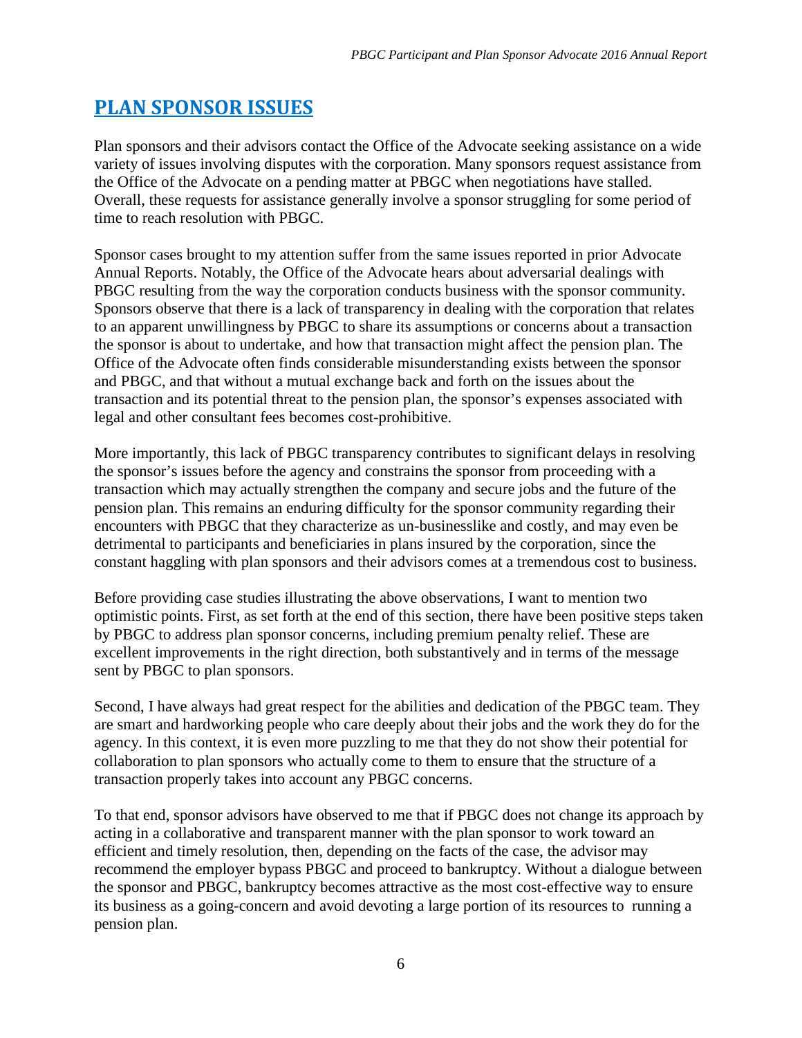# PLAN SPONSOR ISSUES

Plan sponsors and their advisors contact the Office of the Advocate seeking assistance on a wide variety of issues involving disputes with the corporation. Many sponsors request assistance from the Office of the Advocate on a pending matter at PBGC when negotiations have stalled. Overall, these requests for assistance generally involve a sponsor struggling for some period of time to reach resolution with PBGC.

Sponsor cases brought to my attention suffer from the same issues reported in prior Advocate Annual Reports. Notably, the Office of the Advocate hears about adversarial dealings with PBGC resulting from the way the corporation conducts business with the sponsor community. Sponsors observe that there is a lack of transparency in dealing with the corporation that relates to an apparent unwillingness by PBGC to share its assumptions or concerns about a transaction the sponsor is about to undertake, and how that transaction might affect the pension plan. The Office of the Advocate often finds considerable misunderstanding exists between the sponsor and PBGC, and that without a mutual exchange back and forth on the issues about the transaction and its potential threat to the pension plan, the sponsor's expenses associated with legal and other consultant fees becomes cost-prohibitive.

More importantly, this lack of PBGC transparency contributes to significant delays in resolving the sponsor's issues before the agency and constrains the sponsor from proceeding with a transaction which may actually strengthen the company and secure jobs and the future of the pension plan. This remains an enduring difficulty for the sponsor community regarding their encounters with PBGC that they characterize as un-businesslike and costly, and may even be detrimental to participants and beneficiaries in plans insured by the corporation, since the constant haggling with plan sponsors and their advisors comes at a tremendous cost to business.

Before providing case studies illustrating the above observations, I want to mention two optimistic points. First, as set forth at the end of this section, there have been positive steps taken by PBGC to address plan sponsor concerns, including premium penalty relief. These are excellent improvements in the right direction, both substantively and in terms of the message sent by PBGC to plan sponsors.

Second, I have always had great respect for the abilities and dedication of the PBGC team. They are smart and hardworking people who care deeply about their jobs and the work they do for the agency. In this context, it is even more puzzling to me that they do not show their potential for collaboration to plan sponsors who actually come to them to ensure that the structure of a transaction properly takes into account any PBGC concerns.

To that end, sponsor advisors have observed to me that if PBGC does not change its approach by acting in a collaborative and transparent manner with the plan sponsor to work toward an efficient and timely resolution, then, depending on the facts of the case, the advisor may recommend the employer bypass PBGC and proceed to bankruptcy. Without a dialogue between the sponsor and PBGC, bankruptcy becomes attractive as the most cost-effective way to ensure its business as a going-concern and avoid devoting a large portion of its resources to running a pension plan.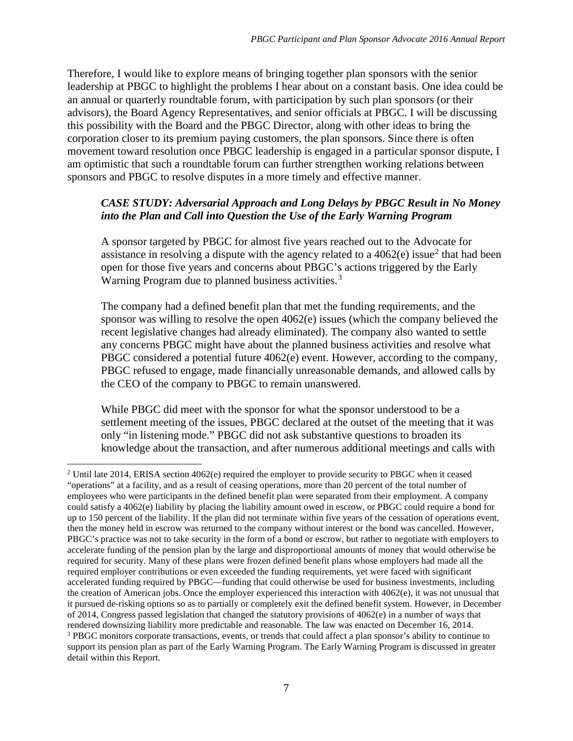Therefore, I would like to explore means of bringing together plan sponsors with the senior leadership at PBGC to highlight the problems I hear about on a constant basis. One idea could be an annual or quarterly roundtable forum, with participation by such plan sponsors (or their advisors), the Board Agency Representatives, and senior officials at PBGC. I will be discussing this possibility with the Board and the PBGC Director, along with other ideas to bring the corporation closer to its premium paying customers, the plan sponsors. Since there is often movement toward resolution once PBGC leadership is engaged in a particular sponsor dispute, I am optimistic that such a roundtable forum can further strengthen working relations between sponsors and PBGC to resolve disputes in a more timely and effective manner.

> ***CASE STUDY: Adversarial Approach and Long Delays by PBGC Result in No Money into the Plan and Call into Question the Use of the Early Warning Program***
>
> A sponsor targeted by PBGC for almost five years reached out to the Advocate for assistance in resolving a dispute with the agency related to a 4062(e) issue[2] that had been open for those five years and concerns about PBGC's actions triggered by the Early Warning Program due to planned business activities.[3]
>
> The company had a defined benefit plan that met the funding requirements, and the sponsor was willing to resolve the open 4062(e) issues (which the company believed the recent legislative changes had already eliminated). The company also wanted to settle any concerns PBGC might have about the planned business activities and resolve what PBGC considered a potential future 4062(e) event. However, according to the company, PBGC refused to engage, made financially unreasonable demands, and allowed calls by the CEO of the company to PBGC to remain unanswered.
>
> While PBGC did meet with the sponsor for what the sponsor understood to be a settlement meeting of the issues, PBGC declared at the outset of the meeting that it was only "in listening mode." PBGC did not ask substantive questions to broaden its knowledge about the transaction, and after numerous additional meetings and calls with

---

[2] Until late 2014, ERISA section 4062(e) required the employer to provide security to PBGC when it ceased "operations" at a facility, and as a result of ceasing operations, more than 20 percent of the total number of employees who were participants in the defined benefit plan were separated from their employment. A company could satisfy a 4062(e) liability by placing the liability amount owed in escrow, or PBGC could require a bond for up to 150 percent of the liability. If the plan did not terminate within five years of the cessation of operations event, then the money held in escrow was returned to the company without interest or the bond was cancelled. However, PBGC's practice was not to take security in the form of a bond or escrow, but rather to negotiate with employers to accelerate funding of the pension plan by the large and disproportional amounts of money that would otherwise be required for security. Many of these plans were frozen defined benefit plans whose employers had made all the required employer contributions or even exceeded the funding requirements, yet were faced with significant accelerated funding required by PBGC—funding that could otherwise be used for business investments, including the creation of American jobs. Once the employer experienced this interaction with 4062(e), it was not unusual that it pursued de-risking options so as to partially or completely exit the defined benefit system. However, in December of 2014, Congress passed legislation that changed the statutory provisions of 4062(e) in a number of ways that rendered downsizing liability more predictable and reasonable. The law was enacted on December 16, 2014.

[3] PBGC monitors corporate transactions, events, or trends that could affect a plan sponsor's ability to continue to support its pension plan as part of the Early Warning Program. The Early Warning Program is discussed in greater detail within this Report.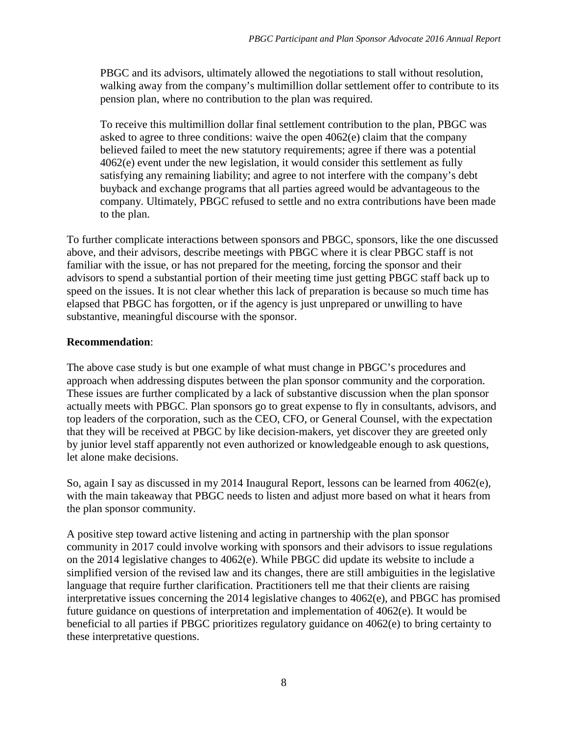> PBGC and its advisors, ultimately allowed the negotiations to stall without resolution, walking away from the company's multimillion dollar settlement offer to contribute to its pension plan, where no contribution to the plan was required.
>
> To receive this multimillion dollar final settlement contribution to the plan, PBGC was asked to agree to three conditions: waive the open 4062(e) claim that the company believed failed to meet the new statutory requirements; agree if there was a potential 4062(e) event under the new legislation, it would consider this settlement as fully satisfying any remaining liability; and agree to not interfere with the company's debt buyback and exchange programs that all parties agreed would be advantageous to the company. Ultimately, PBGC refused to settle and no extra contributions have been made to the plan.

To further complicate interactions between sponsors and PBGC, sponsors, like the one discussed above, and their advisors, describe meetings with PBGC where it is clear PBGC staff is not familiar with the issue, or has not prepared for the meeting, forcing the sponsor and their advisors to spend a substantial portion of their meeting time just getting PBGC staff back up to speed on the issues. It is not clear whether this lack of preparation is because so much time has elapsed that PBGC has forgotten, or if the agency is just unprepared or unwilling to have substantive, meaningful discourse with the sponsor.

**Recommendation**:

The above case study is but one example of what must change in PBGC's procedures and approach when addressing disputes between the plan sponsor community and the corporation. These issues are further complicated by a lack of substantive discussion when the plan sponsor actually meets with PBGC. Plan sponsors go to great expense to fly in consultants, advisors, and top leaders of the corporation, such as the CEO, CFO, or General Counsel, with the expectation that they will be received at PBGC by like decision-makers, yet discover they are greeted only by junior level staff apparently not even authorized or knowledgeable enough to ask questions, let alone make decisions.

So, again I say as discussed in my 2014 Inaugural Report, lessons can be learned from 4062(e), with the main takeaway that PBGC needs to listen and adjust more based on what it hears from the plan sponsor community.

A positive step toward active listening and acting in partnership with the plan sponsor community in 2017 could involve working with sponsors and their advisors to issue regulations on the 2014 legislative changes to 4062(e). While PBGC did update its website to include a simplified version of the revised law and its changes, there are still ambiguities in the legislative language that require further clarification. Practitioners tell me that their clients are raising interpretative issues concerning the 2014 legislative changes to 4062(e), and PBGC has promised future guidance on questions of interpretation and implementation of 4062(e). It would be beneficial to all parties if PBGC prioritizes regulatory guidance on 4062(e) to bring certainty to these interpretative questions.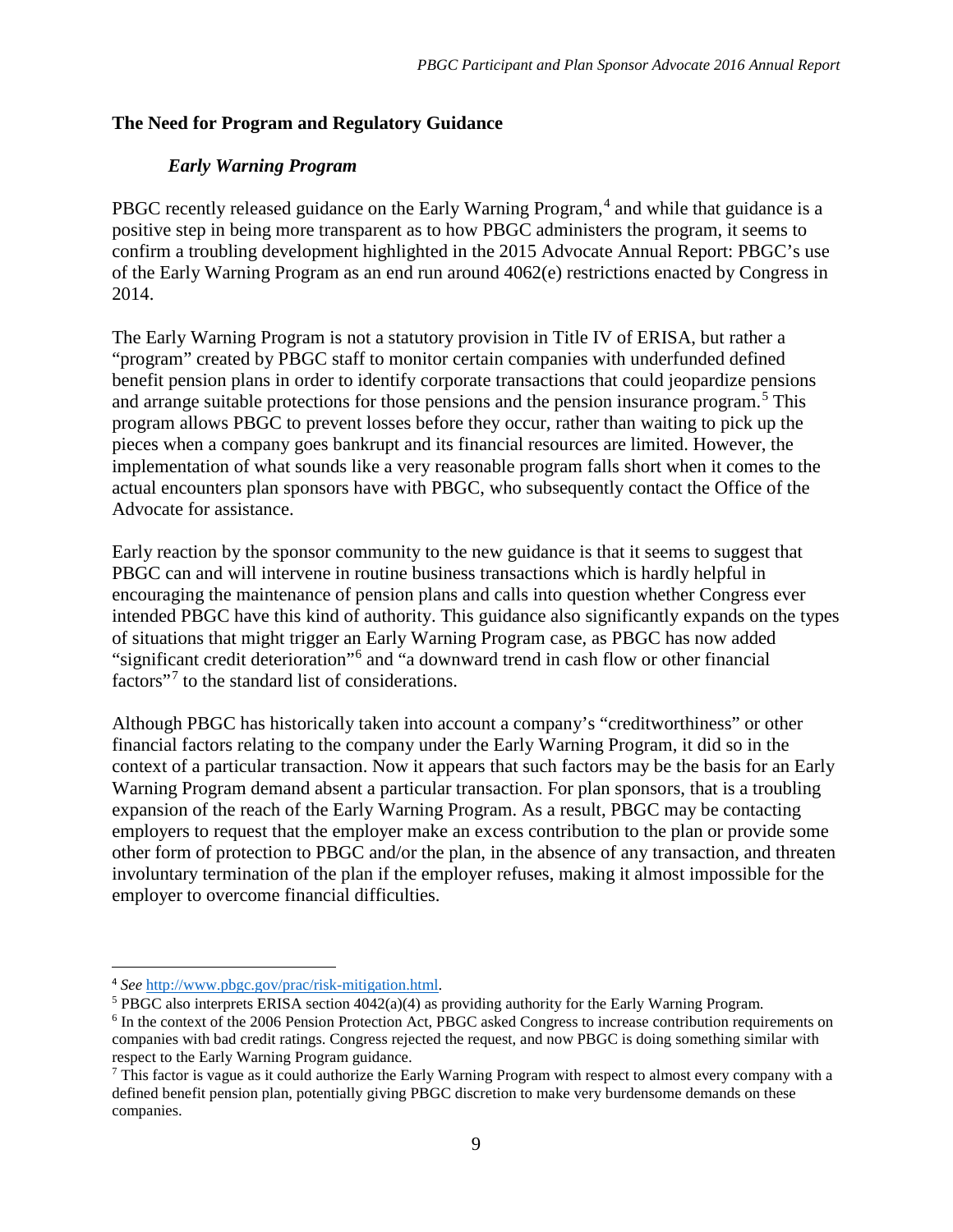## The Need for Program and Regulatory Guidance

### *Early Warning Program*

PBGC recently released guidance on the Early Warning Program,[4] and while that guidance is a positive step in being more transparent as to how PBGC administers the program, it seems to confirm a troubling development highlighted in the 2015 Advocate Annual Report: PBGC's use of the Early Warning Program as an end run around 4062(e) restrictions enacted by Congress in 2014.

The Early Warning Program is not a statutory provision in Title IV of ERISA, but rather a "program" created by PBGC staff to monitor certain companies with underfunded defined benefit pension plans in order to identify corporate transactions that could jeopardize pensions and arrange suitable protections for those pensions and the pension insurance program.[5] This program allows PBGC to prevent losses before they occur, rather than waiting to pick up the pieces when a company goes bankrupt and its financial resources are limited. However, the implementation of what sounds like a very reasonable program falls short when it comes to the actual encounters plan sponsors have with PBGC, who subsequently contact the Office of the Advocate for assistance.

Early reaction by the sponsor community to the new guidance is that it seems to suggest that PBGC can and will intervene in routine business transactions which is hardly helpful in encouraging the maintenance of pension plans and calls into question whether Congress ever intended PBGC have this kind of authority. This guidance also significantly expands on the types of situations that might trigger an Early Warning Program case, as PBGC has now added "significant credit deterioration"[6] and "a downward trend in cash flow or other financial factors"[7] to the standard list of considerations.

Although PBGC has historically taken into account a company's "creditworthiness" or other financial factors relating to the company under the Early Warning Program, it did so in the context of a particular transaction. Now it appears that such factors may be the basis for an Early Warning Program demand absent a particular transaction. For plan sponsors, that is a troubling expansion of the reach of the Early Warning Program. As a result, PBGC may be contacting employers to request that the employer make an excess contribution to the plan or provide some other form of protection to PBGC and/or the plan, in the absence of any transaction, and threaten involuntary termination of the plan if the employer refuses, making it almost impossible for the employer to overcome financial difficulties.

---

[4] *See* http://www.pbgc.gov/prac/risk-mitigation.html.

[5] PBGC also interprets ERISA section 4042(a)(4) as providing authority for the Early Warning Program.

[6] In the context of the 2006 Pension Protection Act, PBGC asked Congress to increase contribution requirements on companies with bad credit ratings. Congress rejected the request, and now PBGC is doing something similar with respect to the Early Warning Program guidance.

[7] This factor is vague as it could authorize the Early Warning Program with respect to almost every company with a defined benefit pension plan, potentially giving PBGC discretion to make very burdensome demands on these companies.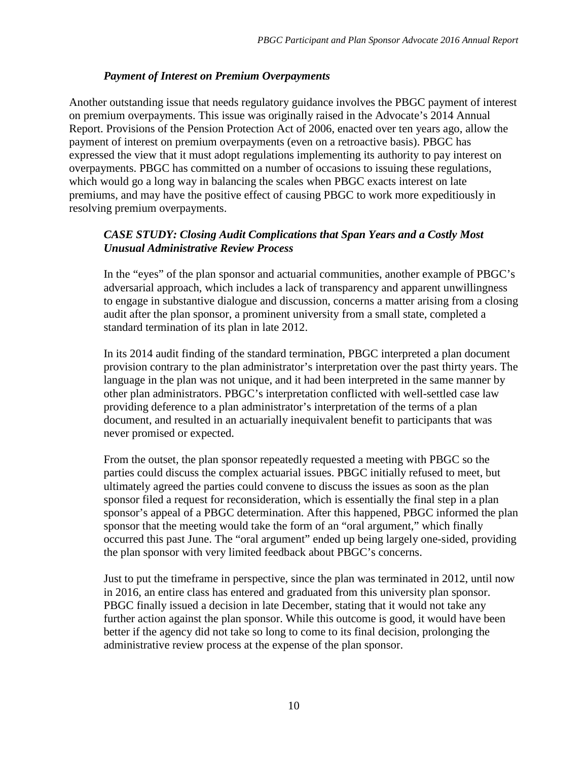### *Payment of Interest on Premium Overpayments*

Another outstanding issue that needs regulatory guidance involves the PBGC payment of interest on premium overpayments. This issue was originally raised in the Advocate's 2014 Annual Report. Provisions of the Pension Protection Act of 2006, enacted over ten years ago, allow the payment of interest on premium overpayments (even on a retroactive basis). PBGC has expressed the view that it must adopt regulations implementing its authority to pay interest on overpayments. PBGC has committed on a number of occasions to issuing these regulations, which would go a long way in balancing the scales when PBGC exacts interest on late premiums, and may have the positive effect of causing PBGC to work more expeditiously in resolving premium overpayments.

> ***CASE STUDY: Closing Audit Complications that Span Years and a Costly Most Unusual Administrative Review Process***
>
> In the "eyes" of the plan sponsor and actuarial communities, another example of PBGC's adversarial approach, which includes a lack of transparency and apparent unwillingness to engage in substantive dialogue and discussion, concerns a matter arising from a closing audit after the plan sponsor, a prominent university from a small state, completed a standard termination of its plan in late 2012.
>
> In its 2014 audit finding of the standard termination, PBGC interpreted a plan document provision contrary to the plan administrator's interpretation over the past thirty years. The language in the plan was not unique, and it had been interpreted in the same manner by other plan administrators. PBGC's interpretation conflicted with well-settled case law providing deference to a plan administrator's interpretation of the terms of a plan document, and resulted in an actuarially inequivalent benefit to participants that was never promised or expected.
>
> From the outset, the plan sponsor repeatedly requested a meeting with PBGC so the parties could discuss the complex actuarial issues. PBGC initially refused to meet, but ultimately agreed the parties could convene to discuss the issues as soon as the plan sponsor filed a request for reconsideration, which is essentially the final step in a plan sponsor's appeal of a PBGC determination. After this happened, PBGC informed the plan sponsor that the meeting would take the form of an "oral argument," which finally occurred this past June. The "oral argument" ended up being largely one-sided, providing the plan sponsor with very limited feedback about PBGC's concerns.
>
> Just to put the timeframe in perspective, since the plan was terminated in 2012, until now in 2016, an entire class has entered and graduated from this university plan sponsor. PBGC finally issued a decision in late December, stating that it would not take any further action against the plan sponsor. While this outcome is good, it would have been better if the agency did not take so long to come to its final decision, prolonging the administrative review process at the expense of the plan sponsor.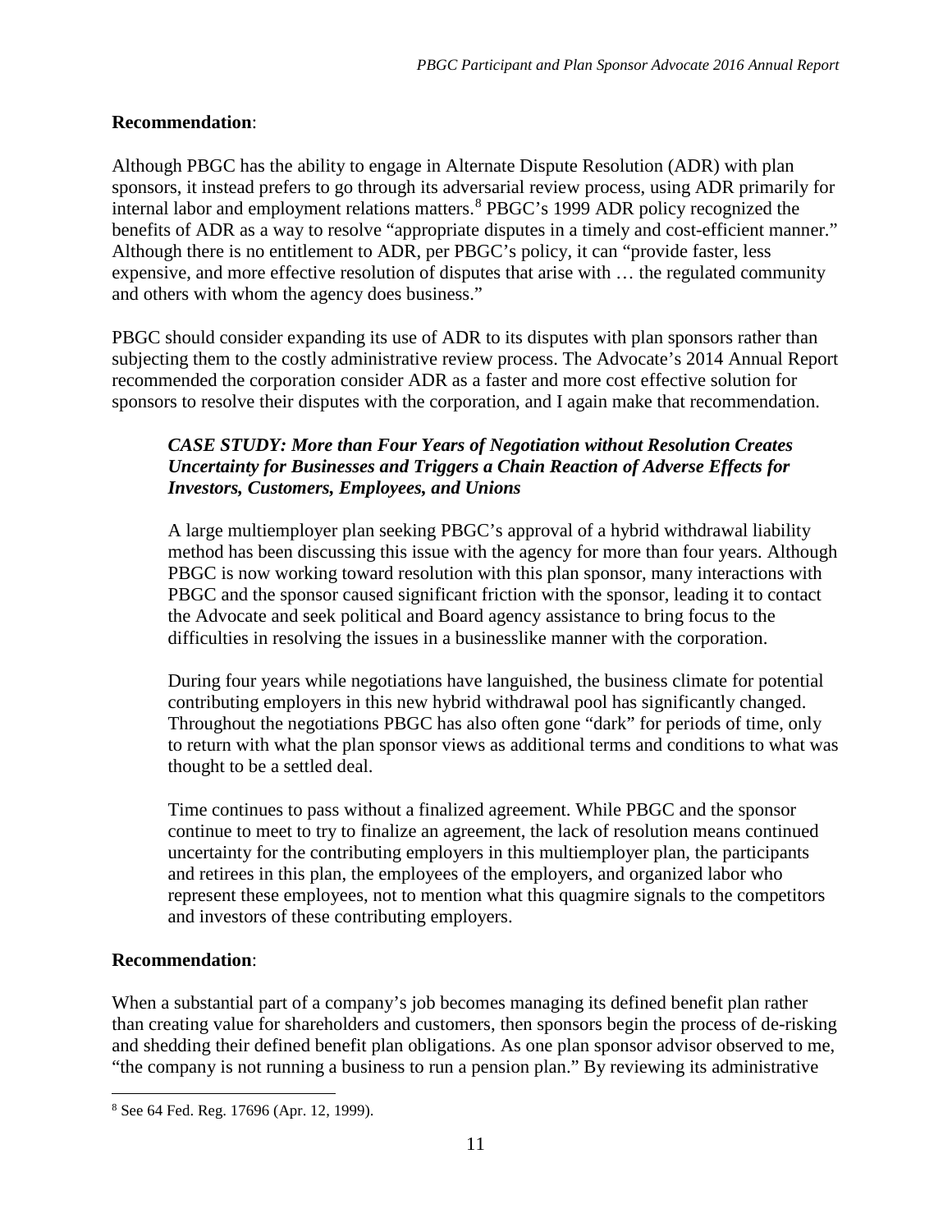**Recommendation**:

Although PBGC has the ability to engage in Alternate Dispute Resolution (ADR) with plan sponsors, it instead prefers to go through its adversarial review process, using ADR primarily for internal labor and employment relations matters.[8] PBGC's 1999 ADR policy recognized the benefits of ADR as a way to resolve "appropriate disputes in a timely and cost-efficient manner." Although there is no entitlement to ADR, per PBGC's policy, it can "provide faster, less expensive, and more effective resolution of disputes that arise with … the regulated community and others with whom the agency does business."

PBGC should consider expanding its use of ADR to its disputes with plan sponsors rather than subjecting them to the costly administrative review process. The Advocate's 2014 Annual Report recommended the corporation consider ADR as a faster and more cost effective solution for sponsors to resolve their disputes with the corporation, and I again make that recommendation.

> ***CASE STUDY: More than Four Years of Negotiation without Resolution Creates Uncertainty for Businesses and Triggers a Chain Reaction of Adverse Effects for Investors, Customers, Employees, and Unions***
>
> A large multiemployer plan seeking PBGC's approval of a hybrid withdrawal liability method has been discussing this issue with the agency for more than four years. Although PBGC is now working toward resolution with this plan sponsor, many interactions with PBGC and the sponsor caused significant friction with the sponsor, leading it to contact the Advocate and seek political and Board agency assistance to bring focus to the difficulties in resolving the issues in a businesslike manner with the corporation.
>
> During four years while negotiations have languished, the business climate for potential contributing employers in this new hybrid withdrawal pool has significantly changed. Throughout the negotiations PBGC has also often gone "dark" for periods of time, only to return with what the plan sponsor views as additional terms and conditions to what was thought to be a settled deal.
>
> Time continues to pass without a finalized agreement. While PBGC and the sponsor continue to meet to try to finalize an agreement, the lack of resolution means continued uncertainty for the contributing employers in this multiemployer plan, the participants and retirees in this plan, the employees of the employers, and organized labor who represent these employees, not to mention what this quagmire signals to the competitors and investors of these contributing employers.

**Recommendation**:

When a substantial part of a company's job becomes managing its defined benefit plan rather than creating value for shareholders and customers, then sponsors begin the process of de-risking and shedding their defined benefit plan obligations. As one plan sponsor advisor observed to me, "the company is not running a business to run a pension plan." By reviewing its administrative

[8] See 64 Fed. Reg. 17696 (Apr. 12, 1999).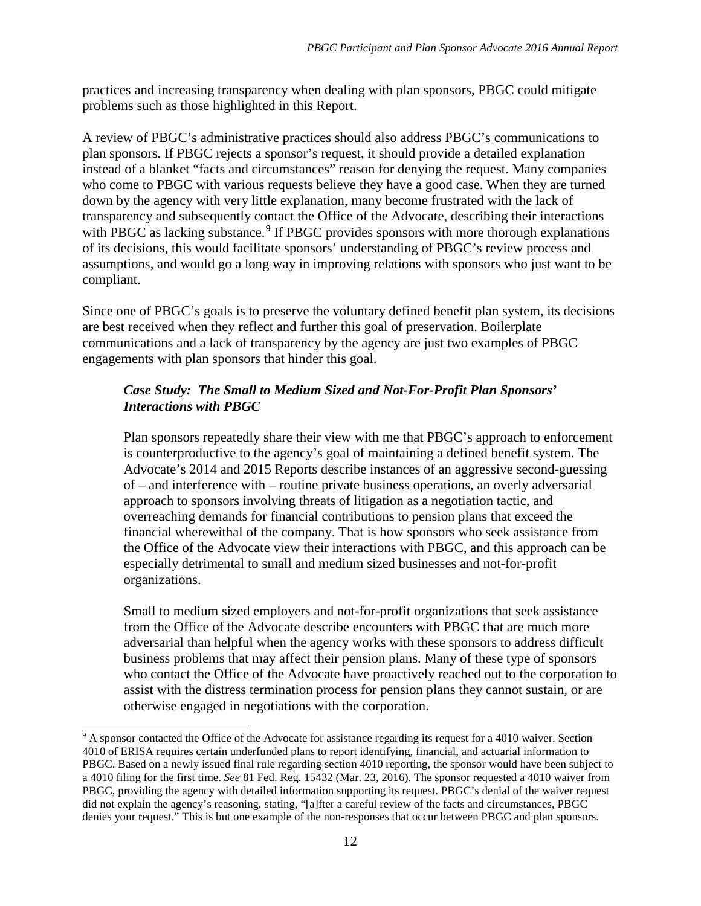practices and increasing transparency when dealing with plan sponsors, PBGC could mitigate problems such as those highlighted in this Report.

A review of PBGC's administrative practices should also address PBGC's communications to plan sponsors. If PBGC rejects a sponsor's request, it should provide a detailed explanation instead of a blanket "facts and circumstances" reason for denying the request. Many companies who come to PBGC with various requests believe they have a good case. When they are turned down by the agency with very little explanation, many become frustrated with the lack of transparency and subsequently contact the Office of the Advocate, describing their interactions with PBGC as lacking substance.[9] If PBGC provides sponsors with more thorough explanations of its decisions, this would facilitate sponsors' understanding of PBGC's review process and assumptions, and would go a long way in improving relations with sponsors who just want to be compliant.

Since one of PBGC's goals is to preserve the voluntary defined benefit plan system, its decisions are best received when they reflect and further this goal of preservation. Boilerplate communications and a lack of transparency by the agency are just two examples of PBGC engagements with plan sponsors that hinder this goal.

***Case Study: The Small to Medium Sized and Not-For-Profit Plan Sponsors' Interactions with PBGC***

Plan sponsors repeatedly share their view with me that PBGC's approach to enforcement is counterproductive to the agency's goal of maintaining a defined benefit system. The Advocate's 2014 and 2015 Reports describe instances of an aggressive second-guessing of – and interference with – routine private business operations, an overly adversarial approach to sponsors involving threats of litigation as a negotiation tactic, and overreaching demands for financial contributions to pension plans that exceed the financial wherewithal of the company. That is how sponsors who seek assistance from the Office of the Advocate view their interactions with PBGC, and this approach can be especially detrimental to small and medium sized businesses and not-for-profit organizations.

Small to medium sized employers and not-for-profit organizations that seek assistance from the Office of the Advocate describe encounters with PBGC that are much more adversarial than helpful when the agency works with these sponsors to address difficult business problems that may affect their pension plans. Many of these type of sponsors who contact the Office of the Advocate have proactively reached out to the corporation to assist with the distress termination process for pension plans they cannot sustain, or are otherwise engaged in negotiations with the corporation.

---

[9] A sponsor contacted the Office of the Advocate for assistance regarding its request for a 4010 waiver. Section 4010 of ERISA requires certain underfunded plans to report identifying, financial, and actuarial information to PBGC. Based on a newly issued final rule regarding section 4010 reporting, the sponsor would have been subject to a 4010 filing for the first time. *See* 81 Fed. Reg. 15432 (Mar. 23, 2016). The sponsor requested a 4010 waiver from PBGC, providing the agency with detailed information supporting its request. PBGC's denial of the waiver request did not explain the agency's reasoning, stating, "[a]fter a careful review of the facts and circumstances, PBGC denies your request." This is but one example of the non-responses that occur between PBGC and plan sponsors.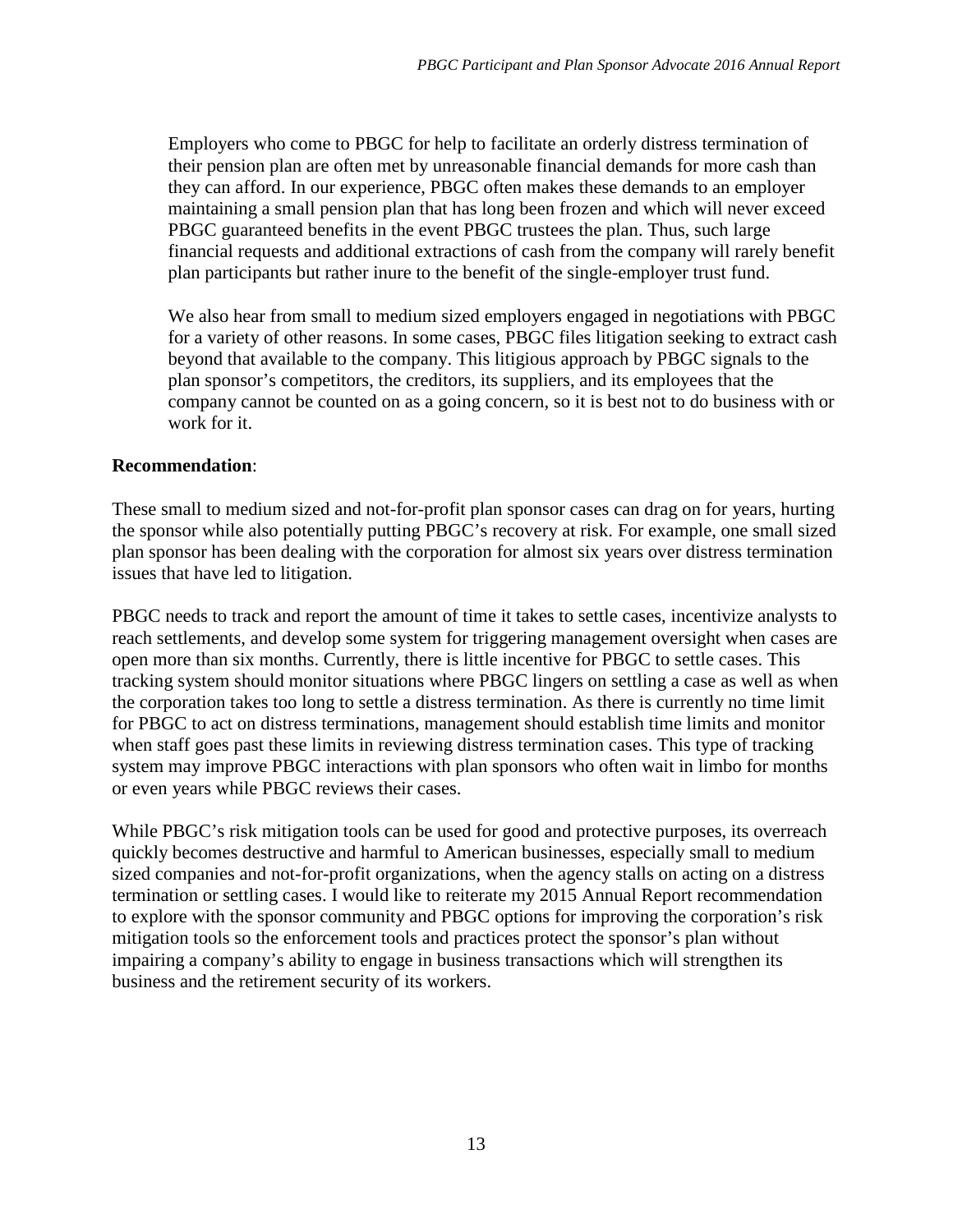> Employers who come to PBGC for help to facilitate an orderly distress termination of their pension plan are often met by unreasonable financial demands for more cash than they can afford. In our experience, PBGC often makes these demands to an employer maintaining a small pension plan that has long been frozen and which will never exceed PBGC guaranteed benefits in the event PBGC trustees the plan. Thus, such large financial requests and additional extractions of cash from the company will rarely benefit plan participants but rather inure to the benefit of the single-employer trust fund.
>
> We also hear from small to medium sized employers engaged in negotiations with PBGC for a variety of other reasons. In some cases, PBGC files litigation seeking to extract cash beyond that available to the company. This litigious approach by PBGC signals to the plan sponsor's competitors, the creditors, its suppliers, and its employees that the company cannot be counted on as a going concern, so it is best not to do business with or work for it.

**Recommendation**:

These small to medium sized and not-for-profit plan sponsor cases can drag on for years, hurting the sponsor while also potentially putting PBGC's recovery at risk. For example, one small sized plan sponsor has been dealing with the corporation for almost six years over distress termination issues that have led to litigation.

PBGC needs to track and report the amount of time it takes to settle cases, incentivize analysts to reach settlements, and develop some system for triggering management oversight when cases are open more than six months. Currently, there is little incentive for PBGC to settle cases. This tracking system should monitor situations where PBGC lingers on settling a case as well as when the corporation takes too long to settle a distress termination. As there is currently no time limit for PBGC to act on distress terminations, management should establish time limits and monitor when staff goes past these limits in reviewing distress termination cases. This type of tracking system may improve PBGC interactions with plan sponsors who often wait in limbo for months or even years while PBGC reviews their cases.

While PBGC's risk mitigation tools can be used for good and protective purposes, its overreach quickly becomes destructive and harmful to American businesses, especially small to medium sized companies and not-for-profit organizations, when the agency stalls on acting on a distress termination or settling cases. I would like to reiterate my 2015 Annual Report recommendation to explore with the sponsor community and PBGC options for improving the corporation's risk mitigation tools so the enforcement tools and practices protect the sponsor's plan without impairing a company's ability to engage in business transactions which will strengthen its business and the retirement security of its workers.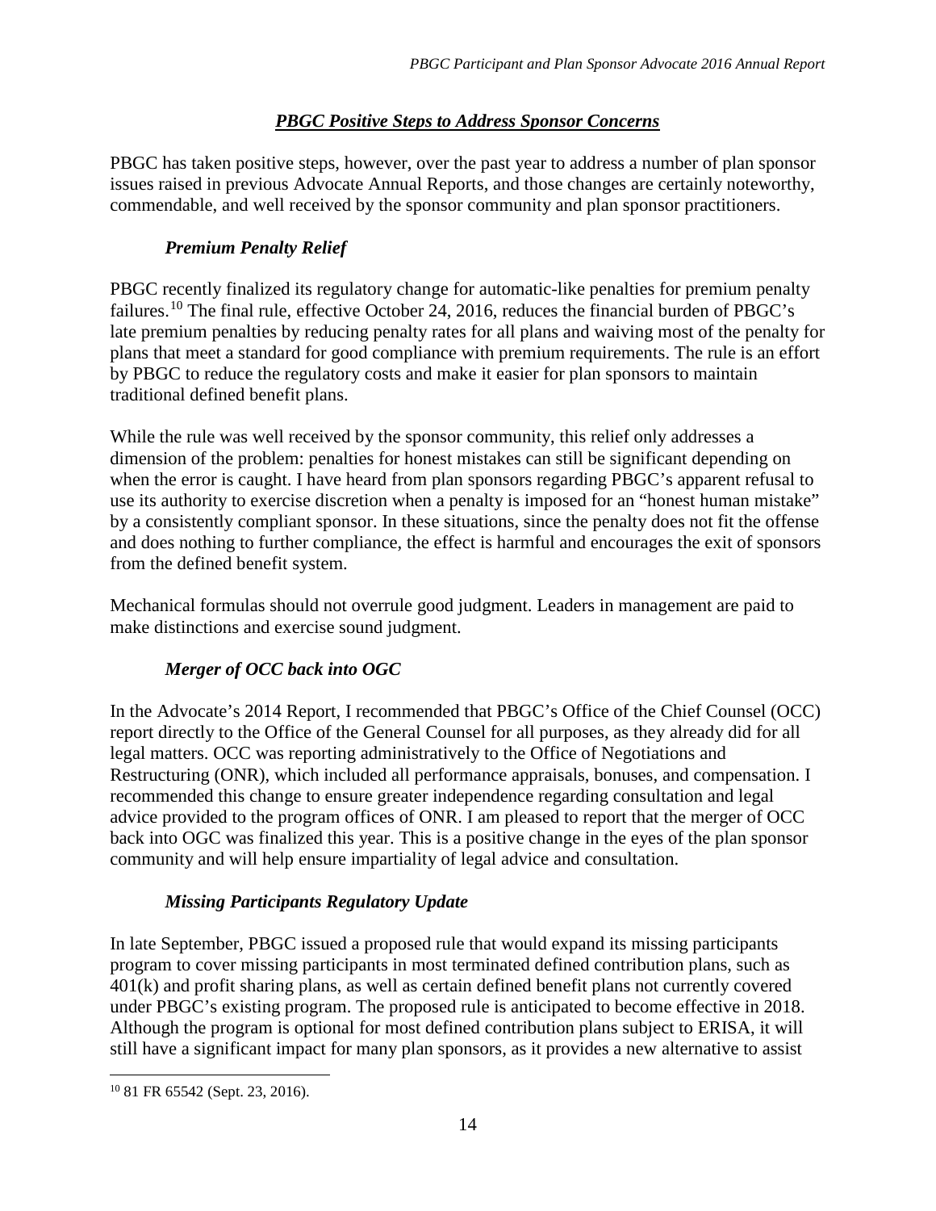## *PBGC Positive Steps to Address Sponsor Concerns*

PBGC has taken positive steps, however, over the past year to address a number of plan sponsor issues raised in previous Advocate Annual Reports, and those changes are certainly noteworthy, commendable, and well received by the sponsor community and plan sponsor practitioners.

### *Premium Penalty Relief*

PBGC recently finalized its regulatory change for automatic-like penalties for premium penalty failures.[10] The final rule, effective October 24, 2016, reduces the financial burden of PBGC's late premium penalties by reducing penalty rates for all plans and waiving most of the penalty for plans that meet a standard for good compliance with premium requirements. The rule is an effort by PBGC to reduce the regulatory costs and make it easier for plan sponsors to maintain traditional defined benefit plans.

While the rule was well received by the sponsor community, this relief only addresses a dimension of the problem: penalties for honest mistakes can still be significant depending on when the error is caught. I have heard from plan sponsors regarding PBGC's apparent refusal to use its authority to exercise discretion when a penalty is imposed for an "honest human mistake" by a consistently compliant sponsor. In these situations, since the penalty does not fit the offense and does nothing to further compliance, the effect is harmful and encourages the exit of sponsors from the defined benefit system.

Mechanical formulas should not overrule good judgment. Leaders in management are paid to make distinctions and exercise sound judgment.

### *Merger of OCC back into OGC*

In the Advocate's 2014 Report, I recommended that PBGC's Office of the Chief Counsel (OCC) report directly to the Office of the General Counsel for all purposes, as they already did for all legal matters. OCC was reporting administratively to the Office of Negotiations and Restructuring (ONR), which included all performance appraisals, bonuses, and compensation. I recommended this change to ensure greater independence regarding consultation and legal advice provided to the program offices of ONR. I am pleased to report that the merger of OCC back into OGC was finalized this year. This is a positive change in the eyes of the plan sponsor community and will help ensure impartiality of legal advice and consultation.

### *Missing Participants Regulatory Update*

In late September, PBGC issued a proposed rule that would expand its missing participants program to cover missing participants in most terminated defined contribution plans, such as 401(k) and profit sharing plans, as well as certain defined benefit plans not currently covered under PBGC's existing program. The proposed rule is anticipated to become effective in 2018. Although the program is optional for most defined contribution plans subject to ERISA, it will still have a significant impact for many plan sponsors, as it provides a new alternative to assist

---

[10] 81 FR 65542 (Sept. 23, 2016).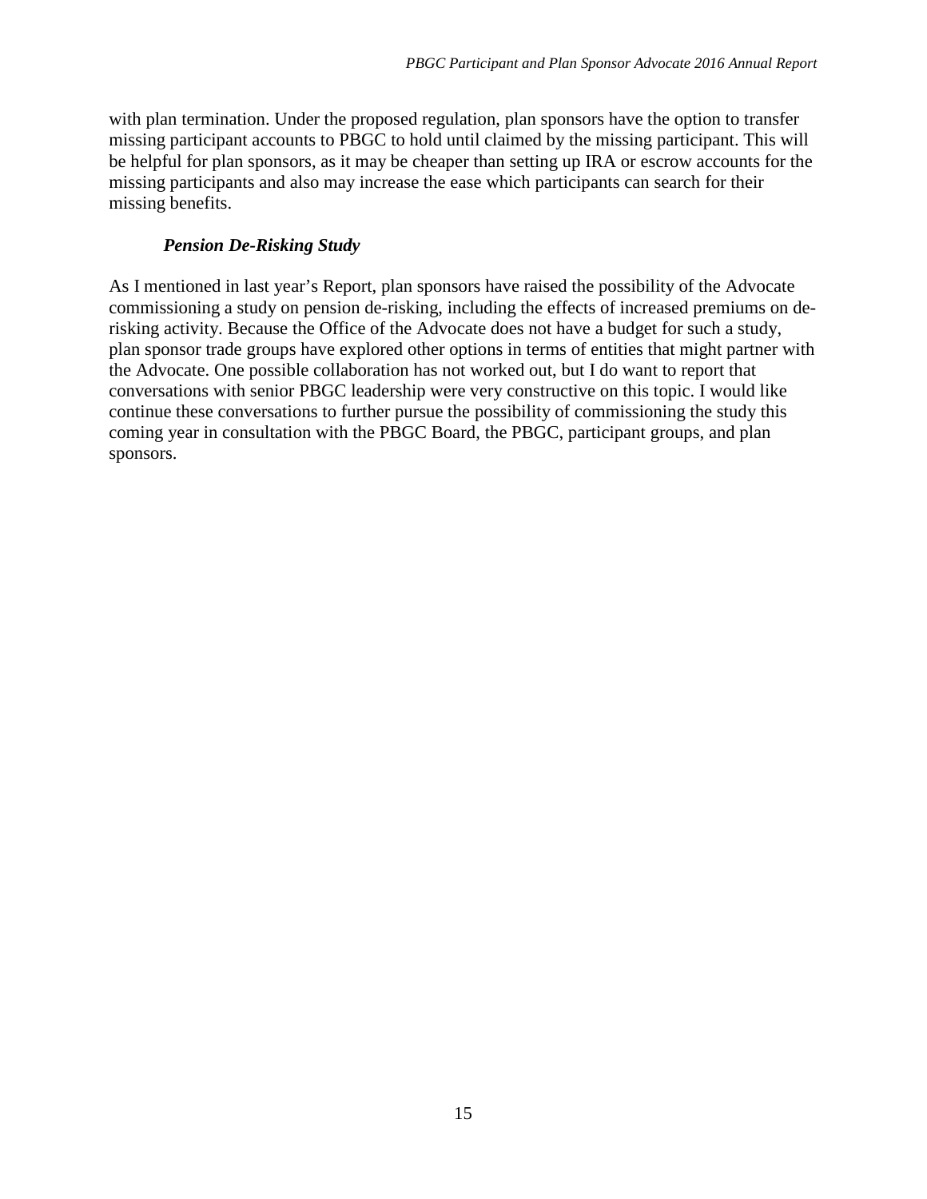with plan termination. Under the proposed regulation, plan sponsors have the option to transfer missing participant accounts to PBGC to hold until claimed by the missing participant. This will be helpful for plan sponsors, as it may be cheaper than setting up IRA or escrow accounts for the missing participants and also may increase the ease which participants can search for their missing benefits.

### *Pension De-Risking Study*

As I mentioned in last year's Report, plan sponsors have raised the possibility of the Advocate commissioning a study on pension de-risking, including the effects of increased premiums on de-risking activity. Because the Office of the Advocate does not have a budget for such a study, plan sponsor trade groups have explored other options in terms of entities that might partner with the Advocate. One possible collaboration has not worked out, but I do want to report that conversations with senior PBGC leadership were very constructive on this topic. I would like continue these conversations to further pursue the possibility of commissioning the study this coming year in consultation with the PBGC Board, the PBGC, participant groups, and plan sponsors.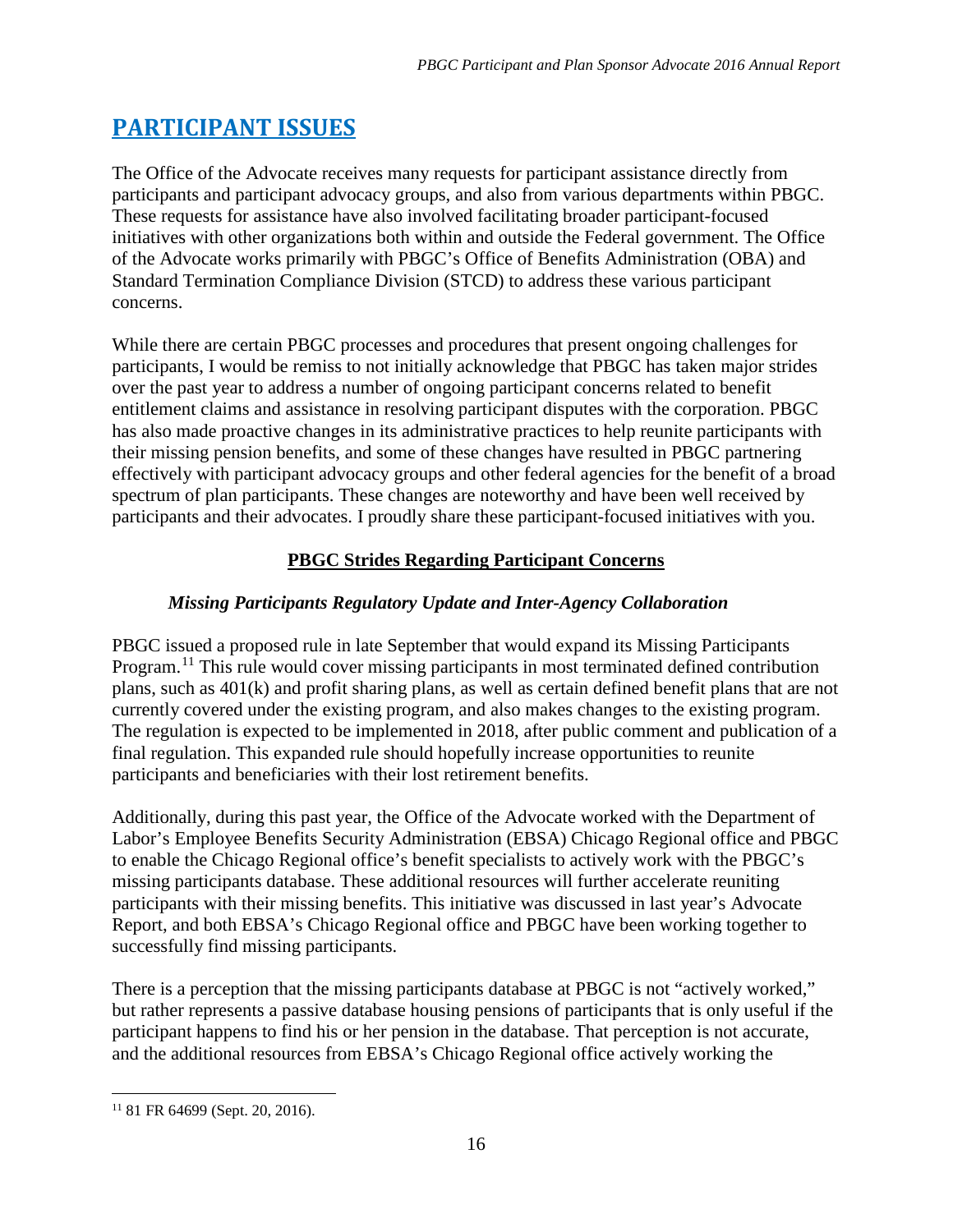# PARTICIPANT ISSUES

The Office of the Advocate receives many requests for participant assistance directly from participants and participant advocacy groups, and also from various departments within PBGC. These requests for assistance have also involved facilitating broader participant-focused initiatives with other organizations both within and outside the Federal government. The Office of the Advocate works primarily with PBGC's Office of Benefits Administration (OBA) and Standard Termination Compliance Division (STCD) to address these various participant concerns.

While there are certain PBGC processes and procedures that present ongoing challenges for participants, I would be remiss to not initially acknowledge that PBGC has taken major strides over the past year to address a number of ongoing participant concerns related to benefit entitlement claims and assistance in resolving participant disputes with the corporation. PBGC has also made proactive changes in its administrative practices to help reunite participants with their missing pension benefits, and some of these changes have resulted in PBGC partnering effectively with participant advocacy groups and other federal agencies for the benefit of a broad spectrum of plan participants. These changes are noteworthy and have been well received by participants and their advocates. I proudly share these participant-focused initiatives with you.

## PBGC Strides Regarding Participant Concerns

### *Missing Participants Regulatory Update and Inter-Agency Collaboration*

PBGC issued a proposed rule in late September that would expand its Missing Participants Program.[11] This rule would cover missing participants in most terminated defined contribution plans, such as 401(k) and profit sharing plans, as well as certain defined benefit plans that are not currently covered under the existing program, and also makes changes to the existing program. The regulation is expected to be implemented in 2018, after public comment and publication of a final regulation. This expanded rule should hopefully increase opportunities to reunite participants and beneficiaries with their lost retirement benefits.

Additionally, during this past year, the Office of the Advocate worked with the Department of Labor's Employee Benefits Security Administration (EBSA) Chicago Regional office and PBGC to enable the Chicago Regional office's benefit specialists to actively work with the PBGC's missing participants database. These additional resources will further accelerate reuniting participants with their missing benefits. This initiative was discussed in last year's Advocate Report, and both EBSA's Chicago Regional office and PBGC have been working together to successfully find missing participants.

There is a perception that the missing participants database at PBGC is not "actively worked," but rather represents a passive database housing pensions of participants that is only useful if the participant happens to find his or her pension in the database. That perception is not accurate, and the additional resources from EBSA's Chicago Regional office actively working the

[11] 81 FR 64699 (Sept. 20, 2016).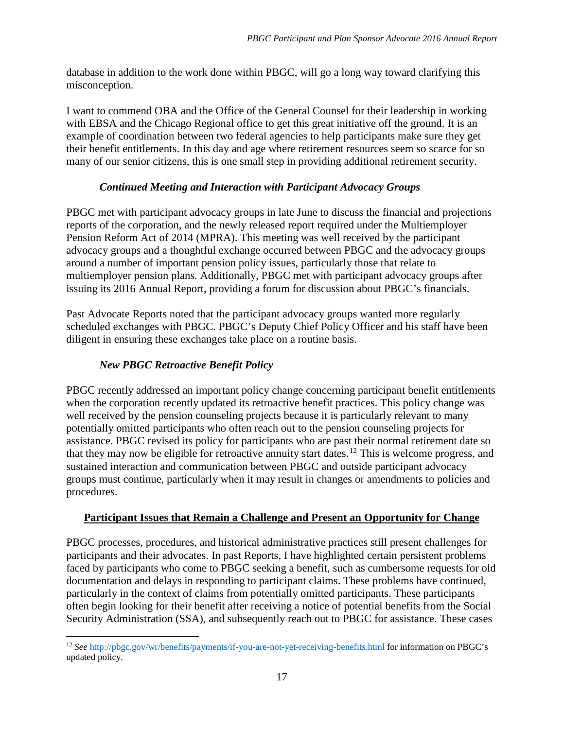database in addition to the work done within PBGC, will go a long way toward clarifying this misconception.

I want to commend OBA and the Office of the General Counsel for their leadership in working with EBSA and the Chicago Regional office to get this great initiative off the ground. It is an example of coordination between two federal agencies to help participants make sure they get their benefit entitlements. In this day and age where retirement resources seem so scarce for so many of our senior citizens, this is one small step in providing additional retirement security.

### *Continued Meeting and Interaction with Participant Advocacy Groups*

PBGC met with participant advocacy groups in late June to discuss the financial and projections reports of the corporation, and the newly released report required under the Multiemployer Pension Reform Act of 2014 (MPRA). This meeting was well received by the participant advocacy groups and a thoughtful exchange occurred between PBGC and the advocacy groups around a number of important pension policy issues, particularly those that relate to multiemployer pension plans. Additionally, PBGC met with participant advocacy groups after issuing its 2016 Annual Report, providing a forum for discussion about PBGC's financials.

Past Advocate Reports noted that the participant advocacy groups wanted more regularly scheduled exchanges with PBGC. PBGC's Deputy Chief Policy Officer and his staff have been diligent in ensuring these exchanges take place on a routine basis.

### *New PBGC Retroactive Benefit Policy*

PBGC recently addressed an important policy change concerning participant benefit entitlements when the corporation recently updated its retroactive benefit practices. This policy change was well received by the pension counseling projects because it is particularly relevant to many potentially omitted participants who often reach out to the pension counseling projects for assistance. PBGC revised its policy for participants who are past their normal retirement date so that they may now be eligible for retroactive annuity start dates.[12] This is welcome progress, and sustained interaction and communication between PBGC and outside participant advocacy groups must continue, particularly when it may result in changes or amendments to policies and procedures.

## **Participant Issues that Remain a Challenge and Present an Opportunity for Change**

PBGC processes, procedures, and historical administrative practices still present challenges for participants and their advocates. In past Reports, I have highlighted certain persistent problems faced by participants who come to PBGC seeking a benefit, such as cumbersome requests for old documentation and delays in responding to participant claims. These problems have continued, particularly in the context of claims from potentially omitted participants. These participants often begin looking for their benefit after receiving a notice of potential benefits from the Social Security Administration (SSA), and subsequently reach out to PBGC for assistance. These cases

---

[12] *See* http://pbgc.gov/wr/benefits/payments/if-you-are-not-yet-receiving-benefits.html for information on PBGC's updated policy.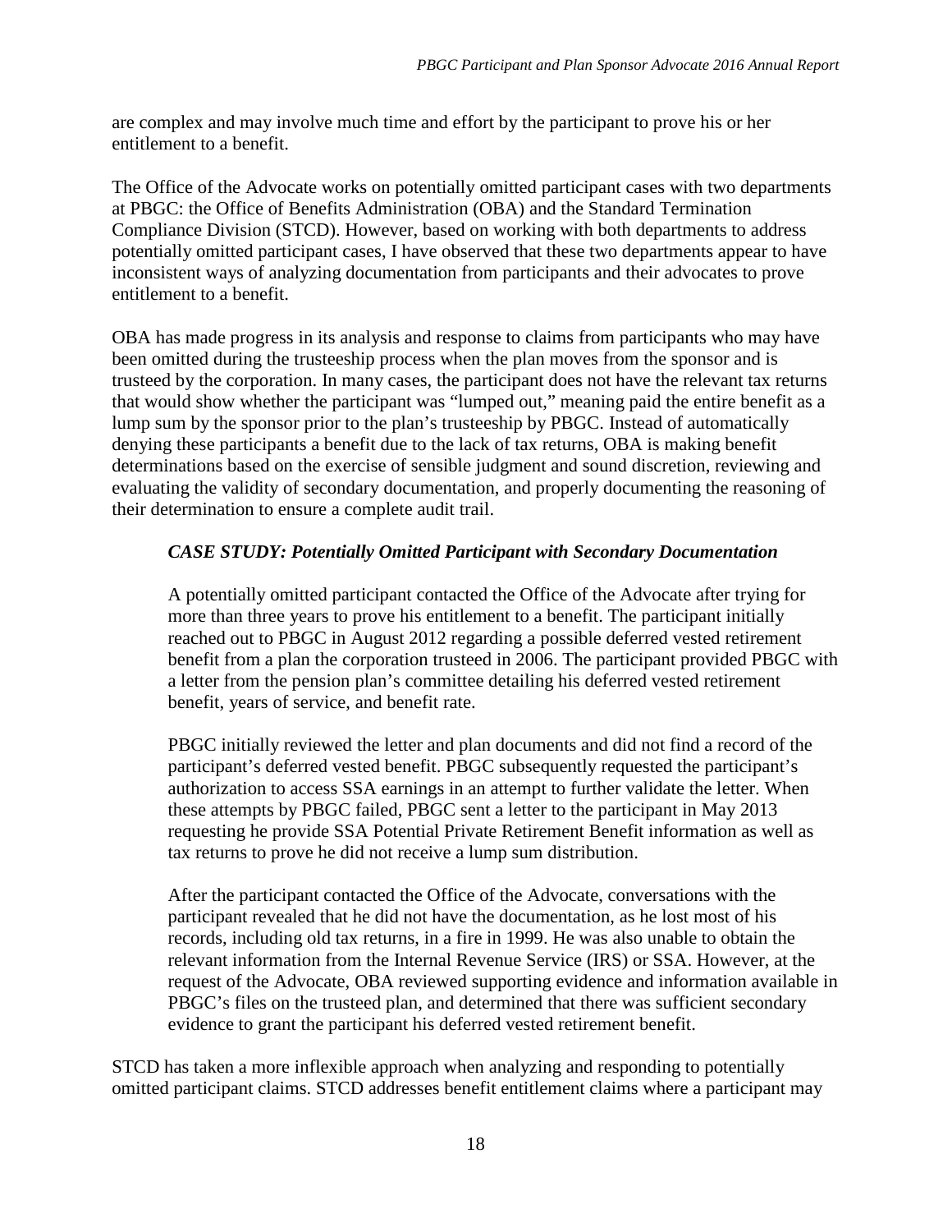are complex and may involve much time and effort by the participant to prove his or her entitlement to a benefit.

The Office of the Advocate works on potentially omitted participant cases with two departments at PBGC: the Office of Benefits Administration (OBA) and the Standard Termination Compliance Division (STCD). However, based on working with both departments to address potentially omitted participant cases, I have observed that these two departments appear to have inconsistent ways of analyzing documentation from participants and their advocates to prove entitlement to a benefit.

OBA has made progress in its analysis and response to claims from participants who may have been omitted during the trusteeship process when the plan moves from the sponsor and is trusteed by the corporation. In many cases, the participant does not have the relevant tax returns that would show whether the participant was "lumped out," meaning paid the entire benefit as a lump sum by the sponsor prior to the plan's trusteeship by PBGC. Instead of automatically denying these participants a benefit due to the lack of tax returns, OBA is making benefit determinations based on the exercise of sensible judgment and sound discretion, reviewing and evaluating the validity of secondary documentation, and properly documenting the reasoning of their determination to ensure a complete audit trail.

> ***CASE STUDY: Potentially Omitted Participant with Secondary Documentation***
>
> A potentially omitted participant contacted the Office of the Advocate after trying for more than three years to prove his entitlement to a benefit. The participant initially reached out to PBGC in August 2012 regarding a possible deferred vested retirement benefit from a plan the corporation trusteed in 2006. The participant provided PBGC with a letter from the pension plan's committee detailing his deferred vested retirement benefit, years of service, and benefit rate.
>
> PBGC initially reviewed the letter and plan documents and did not find a record of the participant's deferred vested benefit. PBGC subsequently requested the participant's authorization to access SSA earnings in an attempt to further validate the letter. When these attempts by PBGC failed, PBGC sent a letter to the participant in May 2013 requesting he provide SSA Potential Private Retirement Benefit information as well as tax returns to prove he did not receive a lump sum distribution.
>
> After the participant contacted the Office of the Advocate, conversations with the participant revealed that he did not have the documentation, as he lost most of his records, including old tax returns, in a fire in 1999. He was also unable to obtain the relevant information from the Internal Revenue Service (IRS) or SSA. However, at the request of the Advocate, OBA reviewed supporting evidence and information available in PBGC's files on the trusteed plan, and determined that there was sufficient secondary evidence to grant the participant his deferred vested retirement benefit.

STCD has taken a more inflexible approach when analyzing and responding to potentially omitted participant claims. STCD addresses benefit entitlement claims where a participant may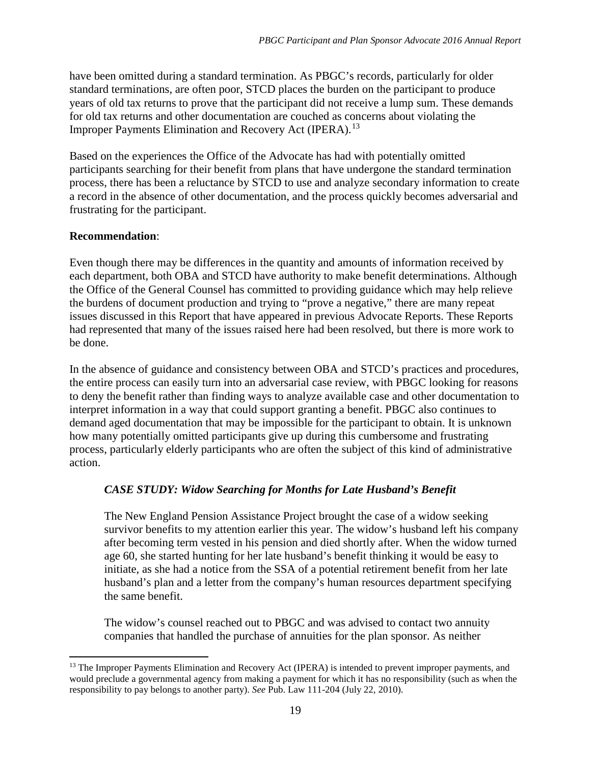have been omitted during a standard termination. As PBGC's records, particularly for older standard terminations, are often poor, STCD places the burden on the participant to produce years of old tax returns to prove that the participant did not receive a lump sum. These demands for old tax returns and other documentation are couched as concerns about violating the Improper Payments Elimination and Recovery Act (IPERA).[13]

Based on the experiences the Office of the Advocate has had with potentially omitted participants searching for their benefit from plans that have undergone the standard termination process, there has been a reluctance by STCD to use and analyze secondary information to create a record in the absence of other documentation, and the process quickly becomes adversarial and frustrating for the participant.

**Recommendation**:

Even though there may be differences in the quantity and amounts of information received by each department, both OBA and STCD have authority to make benefit determinations. Although the Office of the General Counsel has committed to providing guidance which may help relieve the burdens of document production and trying to "prove a negative," there are many repeat issues discussed in this Report that have appeared in previous Advocate Reports. These Reports had represented that many of the issues raised here had been resolved, but there is more work to be done.

In the absence of guidance and consistency between OBA and STCD's practices and procedures, the entire process can easily turn into an adversarial case review, with PBGC looking for reasons to deny the benefit rather than finding ways to analyze available case and other documentation to interpret information in a way that could support granting a benefit. PBGC also continues to demand aged documentation that may be impossible for the participant to obtain. It is unknown how many potentially omitted participants give up during this cumbersome and frustrating process, particularly elderly participants who are often the subject of this kind of administrative action.

> ***CASE STUDY: Widow Searching for Months for Late Husband's Benefit***
>
> The New England Pension Assistance Project brought the case of a widow seeking survivor benefits to my attention earlier this year. The widow's husband left his company after becoming term vested in his pension and died shortly after. When the widow turned age 60, she started hunting for her late husband's benefit thinking it would be easy to initiate, as she had a notice from the SSA of a potential retirement benefit from her late husband's plan and a letter from the company's human resources department specifying the same benefit.
>
> The widow's counsel reached out to PBGC and was advised to contact two annuity companies that handled the purchase of annuities for the plan sponsor. As neither

[13] The Improper Payments Elimination and Recovery Act (IPERA) is intended to prevent improper payments, and would preclude a governmental agency from making a payment for which it has no responsibility (such as when the responsibility to pay belongs to another party). *See* Pub. Law 111-204 (July 22, 2010).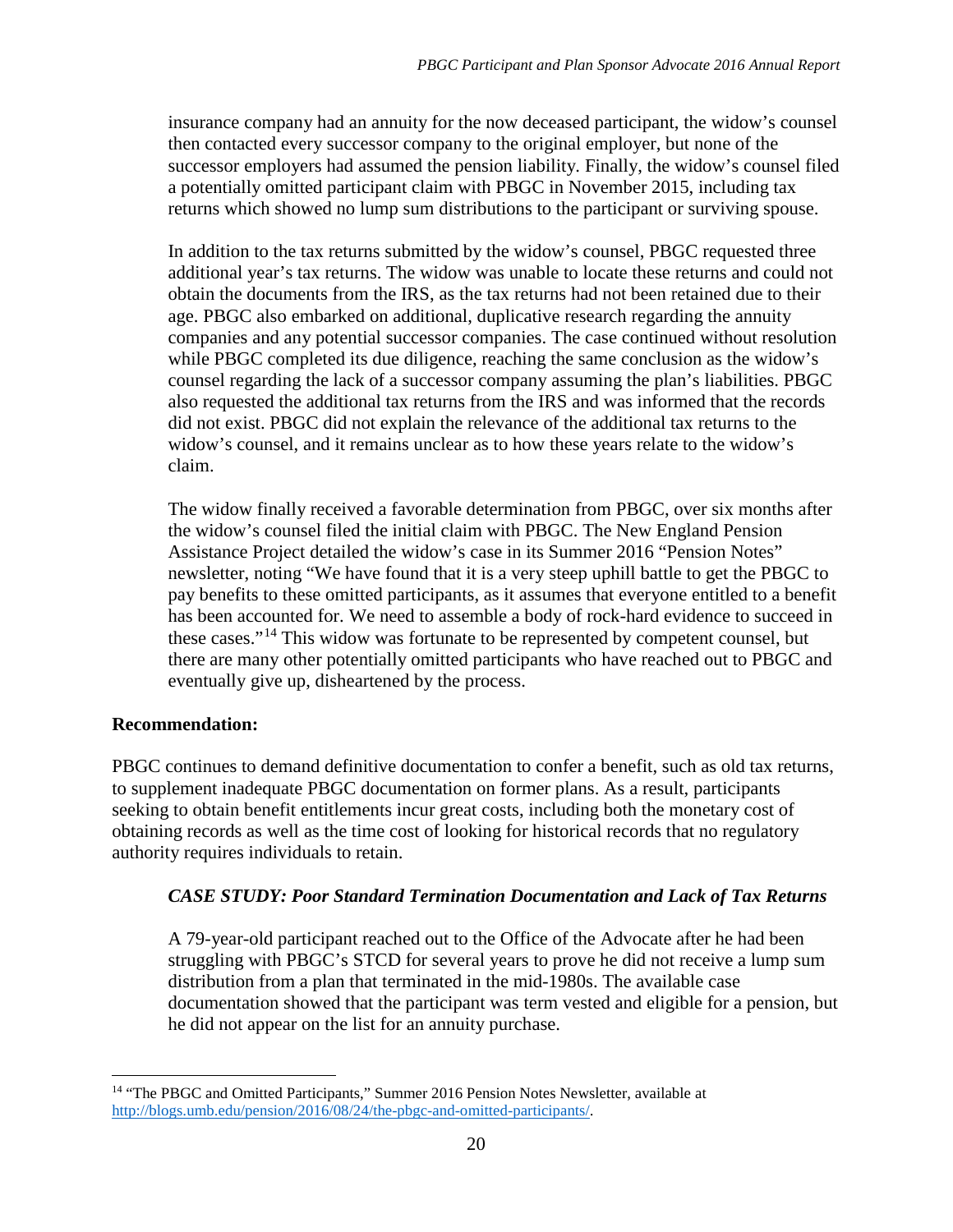insurance company had an annuity for the now deceased participant, the widow's counsel then contacted every successor company to the original employer, but none of the successor employers had assumed the pension liability. Finally, the widow's counsel filed a potentially omitted participant claim with PBGC in November 2015, including tax returns which showed no lump sum distributions to the participant or surviving spouse.

In addition to the tax returns submitted by the widow's counsel, PBGC requested three additional year's tax returns. The widow was unable to locate these returns and could not obtain the documents from the IRS, as the tax returns had not been retained due to their age. PBGC also embarked on additional, duplicative research regarding the annuity companies and any potential successor companies. The case continued without resolution while PBGC completed its due diligence, reaching the same conclusion as the widow's counsel regarding the lack of a successor company assuming the plan's liabilities. PBGC also requested the additional tax returns from the IRS and was informed that the records did not exist. PBGC did not explain the relevance of the additional tax returns to the widow's counsel, and it remains unclear as to how these years relate to the widow's claim.

The widow finally received a favorable determination from PBGC, over six months after the widow's counsel filed the initial claim with PBGC. The New England Pension Assistance Project detailed the widow's case in its Summer 2016 "Pension Notes" newsletter, noting "We have found that it is a very steep uphill battle to get the PBGC to pay benefits to these omitted participants, as it assumes that everyone entitled to a benefit has been accounted for. We need to assemble a body of rock-hard evidence to succeed in these cases."[14] This widow was fortunate to be represented by competent counsel, but there are many other potentially omitted participants who have reached out to PBGC and eventually give up, disheartened by the process.

**Recommendation:**

PBGC continues to demand definitive documentation to confer a benefit, such as old tax returns, to supplement inadequate PBGC documentation on former plans. As a result, participants seeking to obtain benefit entitlements incur great costs, including both the monetary cost of obtaining records as well as the time cost of looking for historical records that no regulatory authority requires individuals to retain.

***CASE STUDY: Poor Standard Termination Documentation and Lack of Tax Returns***

A 79-year-old participant reached out to the Office of the Advocate after he had been struggling with PBGC's STCD for several years to prove he did not receive a lump sum distribution from a plan that terminated in the mid-1980s. The available case documentation showed that the participant was term vested and eligible for a pension, but he did not appear on the list for an annuity purchase.

[14] "The PBGC and Omitted Participants," Summer 2016 Pension Notes Newsletter, available at http://blogs.umb.edu/pension/2016/08/24/the-pbgc-and-omitted-participants/.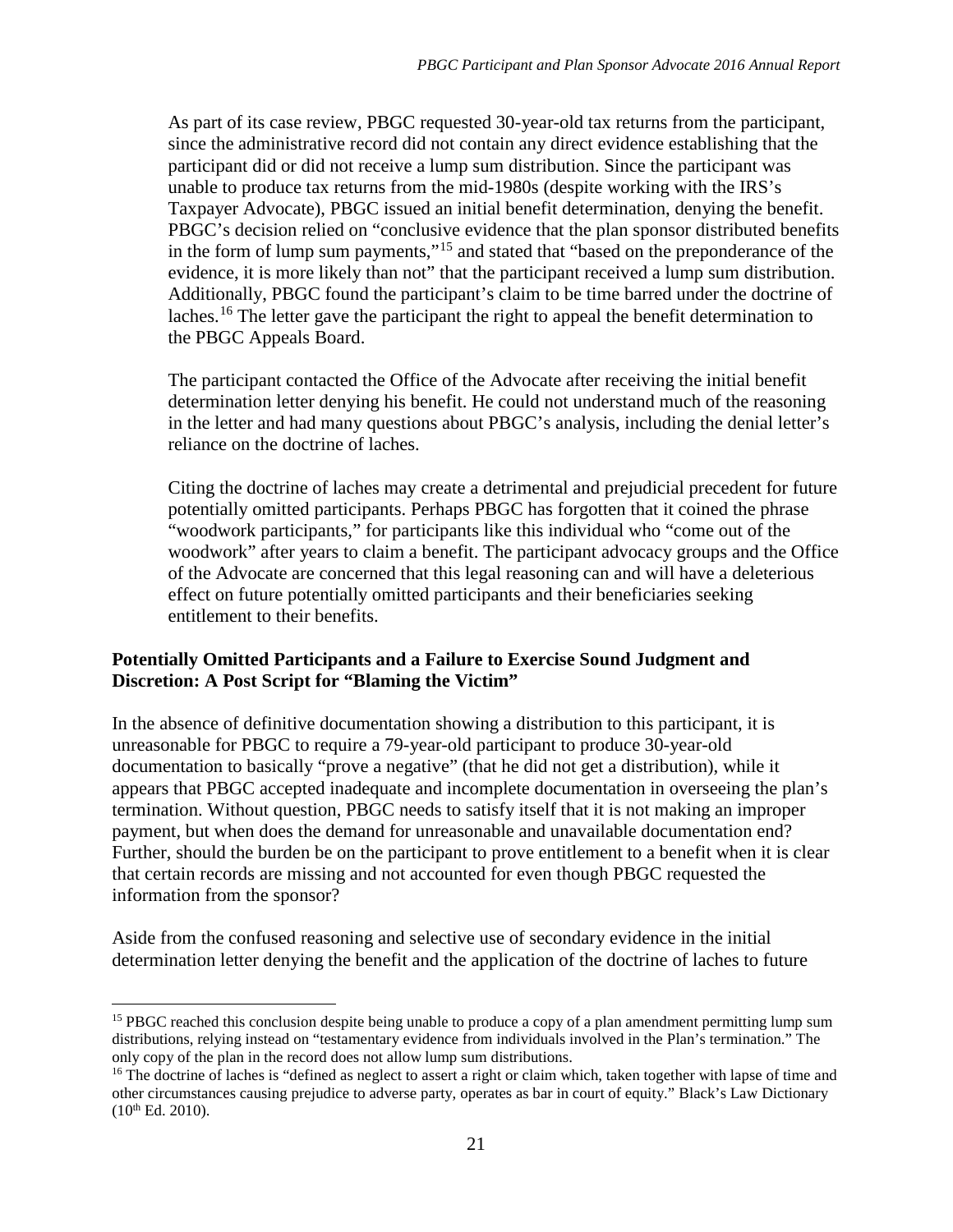As part of its case review, PBGC requested 30-year-old tax returns from the participant, since the administrative record did not contain any direct evidence establishing that the participant did or did not receive a lump sum distribution. Since the participant was unable to produce tax returns from the mid-1980s (despite working with the IRS's Taxpayer Advocate), PBGC issued an initial benefit determination, denying the benefit. PBGC's decision relied on "conclusive evidence that the plan sponsor distributed benefits in the form of lump sum payments,"[15] and stated that "based on the preponderance of the evidence, it is more likely than not" that the participant received a lump sum distribution. Additionally, PBGC found the participant's claim to be time barred under the doctrine of laches.[16] The letter gave the participant the right to appeal the benefit determination to the PBGC Appeals Board.

The participant contacted the Office of the Advocate after receiving the initial benefit determination letter denying his benefit. He could not understand much of the reasoning in the letter and had many questions about PBGC's analysis, including the denial letter's reliance on the doctrine of laches.

Citing the doctrine of laches may create a detrimental and prejudicial precedent for future potentially omitted participants. Perhaps PBGC has forgotten that it coined the phrase "woodwork participants," for participants like this individual who "come out of the woodwork" after years to claim a benefit. The participant advocacy groups and the Office of the Advocate are concerned that this legal reasoning can and will have a deleterious effect on future potentially omitted participants and their beneficiaries seeking entitlement to their benefits.

**Potentially Omitted Participants and a Failure to Exercise Sound Judgment and Discretion: A Post Script for "Blaming the Victim"**

In the absence of definitive documentation showing a distribution to this participant, it is unreasonable for PBGC to require a 79-year-old participant to produce 30-year-old documentation to basically "prove a negative" (that he did not get a distribution), while it appears that PBGC accepted inadequate and incomplete documentation in overseeing the plan's termination. Without question, PBGC needs to satisfy itself that it is not making an improper payment, but when does the demand for unreasonable and unavailable documentation end? Further, should the burden be on the participant to prove entitlement to a benefit when it is clear that certain records are missing and not accounted for even though PBGC requested the information from the sponsor?

Aside from the confused reasoning and selective use of secondary evidence in the initial determination letter denying the benefit and the application of the doctrine of laches to future

---

[15] PBGC reached this conclusion despite being unable to produce a copy of a plan amendment permitting lump sum distributions, relying instead on "testamentary evidence from individuals involved in the Plan's termination." The only copy of the plan in the record does not allow lump sum distributions.

[16] The doctrine of laches is "defined as neglect to assert a right or claim which, taken together with lapse of time and other circumstances causing prejudice to adverse party, operates as bar in court of equity." Black's Law Dictionary (10th Ed. 2010).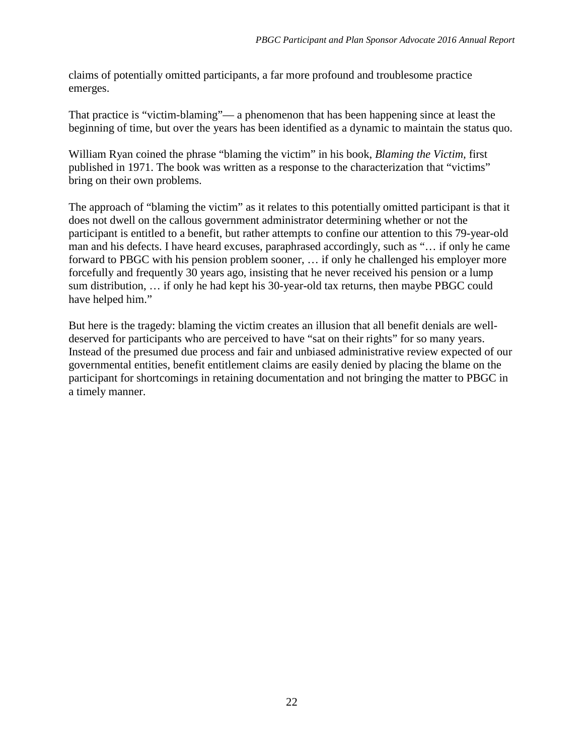claims of potentially omitted participants, a far more profound and troublesome practice emerges.

That practice is "victim-blaming"— a phenomenon that has been happening since at least the beginning of time, but over the years has been identified as a dynamic to maintain the status quo.

William Ryan coined the phrase "blaming the victim" in his book, *Blaming the Victim*, first published in 1971. The book was written as a response to the characterization that "victims" bring on their own problems.

The approach of "blaming the victim" as it relates to this potentially omitted participant is that it does not dwell on the callous government administrator determining whether or not the participant is entitled to a benefit, but rather attempts to confine our attention to this 79-year-old man and his defects. I have heard excuses, paraphrased accordingly, such as "… if only he came forward to PBGC with his pension problem sooner, … if only he challenged his employer more forcefully and frequently 30 years ago, insisting that he never received his pension or a lump sum distribution, … if only he had kept his 30-year-old tax returns, then maybe PBGC could have helped him."

But here is the tragedy: blaming the victim creates an illusion that all benefit denials are well-deserved for participants who are perceived to have "sat on their rights" for so many years. Instead of the presumed due process and fair and unbiased administrative review expected of our governmental entities, benefit entitlement claims are easily denied by placing the blame on the participant for shortcomings in retaining documentation and not bringing the matter to PBGC in a timely manner.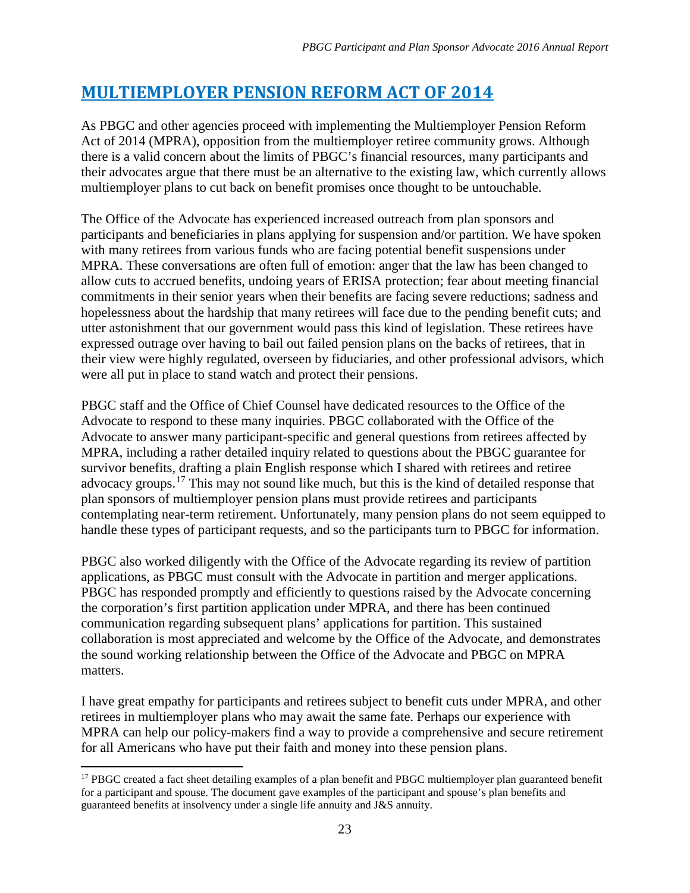# MULTIEMPLOYER PENSION REFORM ACT OF 2014

As PBGC and other agencies proceed with implementing the Multiemployer Pension Reform Act of 2014 (MPRA), opposition from the multiemployer retiree community grows. Although there is a valid concern about the limits of PBGC's financial resources, many participants and their advocates argue that there must be an alternative to the existing law, which currently allows multiemployer plans to cut back on benefit promises once thought to be untouchable.

The Office of the Advocate has experienced increased outreach from plan sponsors and participants and beneficiaries in plans applying for suspension and/or partition. We have spoken with many retirees from various funds who are facing potential benefit suspensions under MPRA. These conversations are often full of emotion: anger that the law has been changed to allow cuts to accrued benefits, undoing years of ERISA protection; fear about meeting financial commitments in their senior years when their benefits are facing severe reductions; sadness and hopelessness about the hardship that many retirees will face due to the pending benefit cuts; and utter astonishment that our government would pass this kind of legislation. These retirees have expressed outrage over having to bail out failed pension plans on the backs of retirees, that in their view were highly regulated, overseen by fiduciaries, and other professional advisors, which were all put in place to stand watch and protect their pensions.

PBGC staff and the Office of Chief Counsel have dedicated resources to the Office of the Advocate to respond to these many inquiries. PBGC collaborated with the Office of the Advocate to answer many participant-specific and general questions from retirees affected by MPRA, including a rather detailed inquiry related to questions about the PBGC guarantee for survivor benefits, drafting a plain English response which I shared with retirees and retiree advocacy groups.[17] This may not sound like much, but this is the kind of detailed response that plan sponsors of multiemployer pension plans must provide retirees and participants contemplating near-term retirement. Unfortunately, many pension plans do not seem equipped to handle these types of participant requests, and so the participants turn to PBGC for information.

PBGC also worked diligently with the Office of the Advocate regarding its review of partition applications, as PBGC must consult with the Advocate in partition and merger applications. PBGC has responded promptly and efficiently to questions raised by the Advocate concerning the corporation's first partition application under MPRA, and there has been continued communication regarding subsequent plans' applications for partition. This sustained collaboration is most appreciated and welcome by the Office of the Advocate, and demonstrates the sound working relationship between the Office of the Advocate and PBGC on MPRA matters.

I have great empathy for participants and retirees subject to benefit cuts under MPRA, and other retirees in multiemployer plans who may await the same fate. Perhaps our experience with MPRA can help our policy-makers find a way to provide a comprehensive and secure retirement for all Americans who have put their faith and money into these pension plans.

---

[17] PBGC created a fact sheet detailing examples of a plan benefit and PBGC multiemployer plan guaranteed benefit for a participant and spouse. The document gave examples of the participant and spouse's plan benefits and guaranteed benefits at insolvency under a single life annuity and J&S annuity.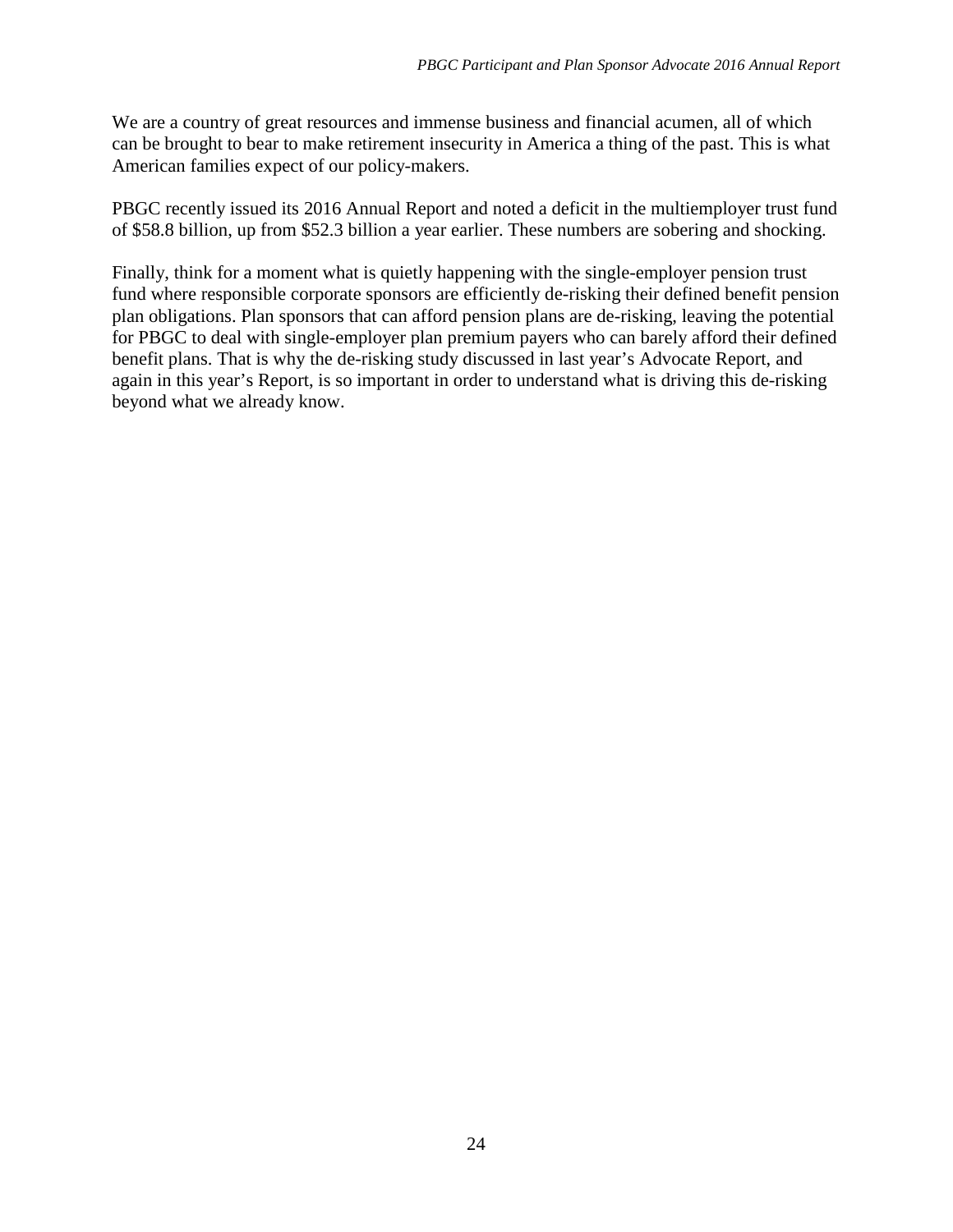We are a country of great resources and immense business and financial acumen, all of which can be brought to bear to make retirement insecurity in America a thing of the past. This is what American families expect of our policy-makers.

PBGC recently issued its 2016 Annual Report and noted a deficit in the multiemployer trust fund of $58.8 billion, up from $52.3 billion a year earlier. These numbers are sobering and shocking.

Finally, think for a moment what is quietly happening with the single-employer pension trust fund where responsible corporate sponsors are efficiently de-risking their defined benefit pension plan obligations. Plan sponsors that can afford pension plans are de-risking, leaving the potential for PBGC to deal with single-employer plan premium payers who can barely afford their defined benefit plans. That is why the de-risking study discussed in last year's Advocate Report, and again in this year's Report, is so important in order to understand what is driving this de-risking beyond what we already know.